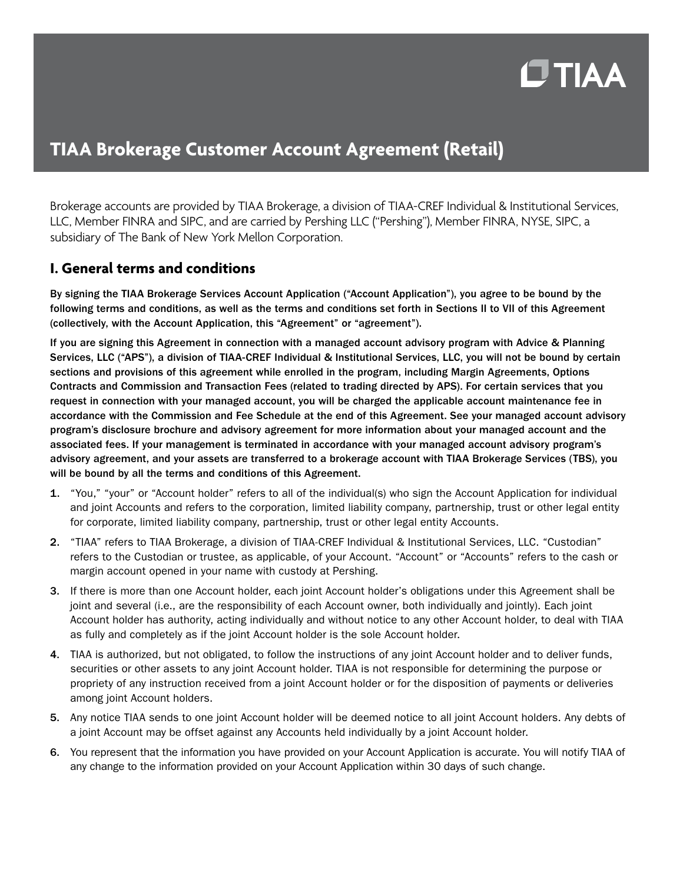TIAA

# TIAA Brokerage Customer Account Agreement (Retail)

Brokerage accounts are provided by TIAA Brokerage, a division of TIAA-CREF Individual & Institutional Services, LLC, Member FINRA and SIPC, and are carried by Pershing LLC ("Pershing"), Member FINRA, NYSE, SIPC, a subsidiary of The Bank of New York Mellon Corporation.

## I. General terms and conditions

**By signing the TIAA Brokerage Services Account Application ("Account Application"), you agree to be bound by the following terms and conditions, as well as the terms and conditions set forth in Sections II to VII of this Agreement (collectively, with the Account Application, this "Agreement" or "agreement").**

**If you are signing this Agreement in connection with a managed account advisory program with Advice & Planning Services, LLC ("APS"), a division of TIAA-CREF Individual & Institutional Services, LLC, you will not be bound by certain sections and provisions of this agreement while enrolled in the program, including Margin Agreements, Options Contracts and Commission and Transaction Fees (related to trading directed by APS). For certain services that you request in connection with your managed account, you will be charged the applicable account maintenance fee in accordance with the Commission and Fee Schedule at the end of this Agreement. See your managed account advisory program's disclosure brochure and advisory agreement for more information about your managed account and the associated fees. If your management is terminated in accordance with your managed account advisory program's advisory agreement, and your assets are transferred to a brokerage account with TIAA Brokerage Services (TBS), you will be bound by all the terms and conditions of this Agreement.**

1. "You," "your" or "Account holder" refers to all of the individual(s) who sign the Account Application for individual and joint Accounts and refers to the corporation, limited liability company, partnership, trust or other legal entity for corporate, limited liability company, partnership, trust or other legal entity Accounts.
2. "TIAA" refers to TIAA Brokerage, a division of TIAA-CREF Individual & Institutional Services, LLC. "Custodian" refers to the Custodian or trustee, as applicable, of your Account. "Account" or "Accounts" refers to the cash or margin account opened in your name with custody at Pershing.
3. If there is more than one Account holder, each joint Account holder's obligations under this Agreement shall be joint and several (i.e., are the responsibility of each Account owner, both individually and jointly). Each joint Account holder has authority, acting individually and without notice to any other Account holder, to deal with TIAA as fully and completely as if the joint Account holder is the sole Account holder.
4. TIAA is authorized, but not obligated, to follow the instructions of any joint Account holder and to deliver funds, securities or other assets to any joint Account holder. TIAA is not responsible for determining the purpose or propriety of any instruction received from a joint Account holder or for the disposition of payments or deliveries among joint Account holders.
5. Any notice TIAA sends to one joint Account holder will be deemed notice to all joint Account holders. Any debts of a joint Account may be offset against any Accounts held individually by a joint Account holder.
6. You represent that the information you have provided on your Account Application is accurate. You will notify TIAA of any change to the information provided on your Account Application within 30 days of such change.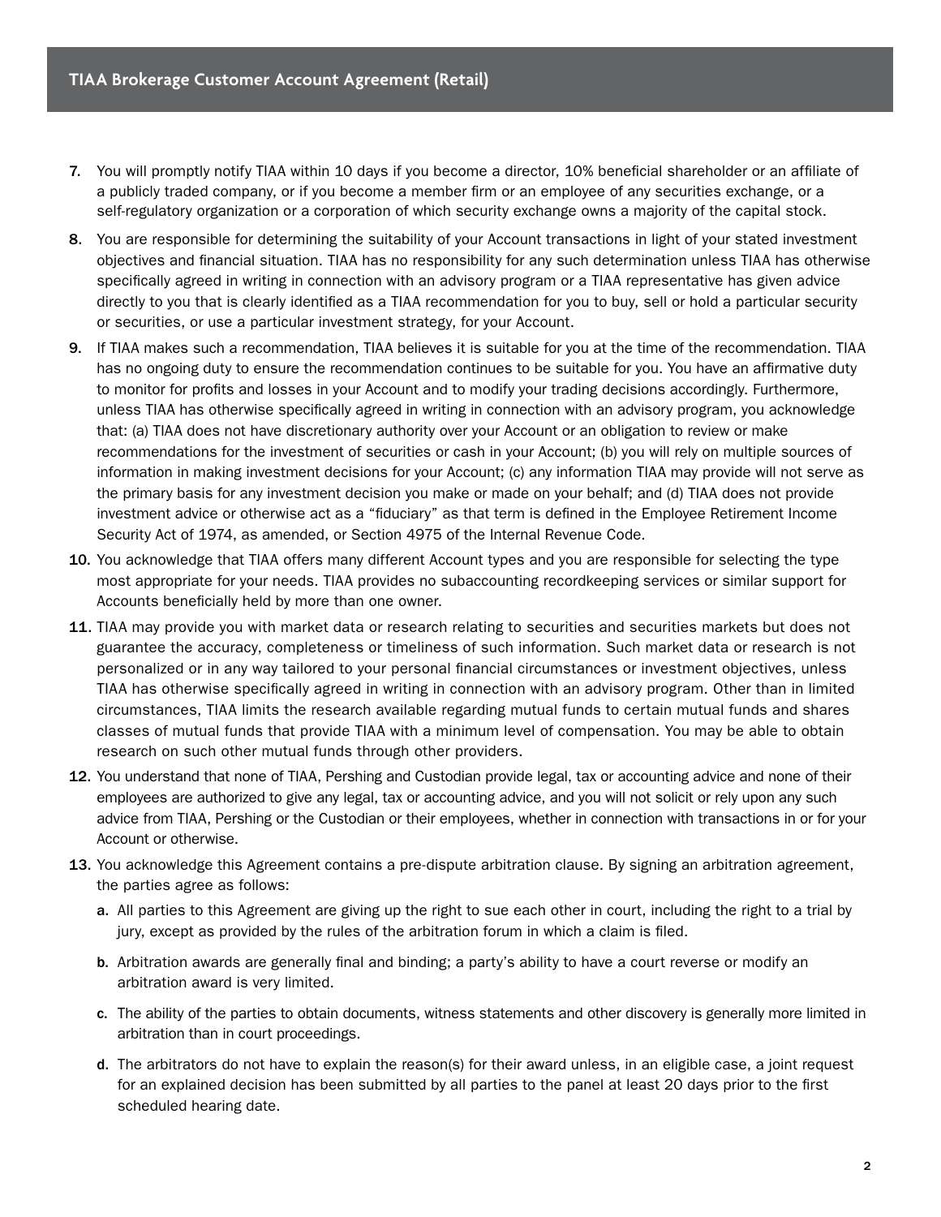7. You will promptly notify TIAA within 10 days if you become a director, 10% beneficial shareholder or an affiliate of a publicly traded company, or if you become a member firm or an employee of any securities exchange, or a self-regulatory organization or a corporation of which security exchange owns a majority of the capital stock.
8. You are responsible for determining the suitability of your Account transactions in light of your stated investment objectives and financial situation. TIAA has no responsibility for any such determination unless TIAA has otherwise specifically agreed in writing in connection with an advisory program or a TIAA representative has given advice directly to you that is clearly identified as a TIAA recommendation for you to buy, sell or hold a particular security or securities, or use a particular investment strategy, for your Account.
9. If TIAA makes such a recommendation, TIAA believes it is suitable for you at the time of the recommendation. TIAA has no ongoing duty to ensure the recommendation continues to be suitable for you. You have an affirmative duty to monitor for profits and losses in your Account and to modify your trading decisions accordingly. Furthermore, unless TIAA has otherwise specifically agreed in writing in connection with an advisory program, you acknowledge that: (a) TIAA does not have discretionary authority over your Account or an obligation to review or make recommendations for the investment of securities or cash in your Account; (b) you will rely on multiple sources of information in making investment decisions for your Account; (c) any information TIAA may provide will not serve as the primary basis for any investment decision you make or made on your behalf; and (d) TIAA does not provide investment advice or otherwise act as a "fiduciary" as that term is defined in the Employee Retirement Income Security Act of 1974, as amended, or Section 4975 of the Internal Revenue Code.
10. You acknowledge that TIAA offers many different Account types and you are responsible for selecting the type most appropriate for your needs. TIAA provides no subaccounting recordkeeping services or similar support for Accounts beneficially held by more than one owner.
11. TIAA may provide you with market data or research relating to securities and securities markets but does not guarantee the accuracy, completeness or timeliness of such information. Such market data or research is not personalized or in any way tailored to your personal financial circumstances or investment objectives, unless TIAA has otherwise specifically agreed in writing in connection with an advisory program. Other than in limited circumstances, TIAA limits the research available regarding mutual funds to certain mutual funds and shares classes of mutual funds that provide TIAA with a minimum level of compensation. You may be able to obtain research on such other mutual funds through other providers.
12. You understand that none of TIAA, Pershing and Custodian provide legal, tax or accounting advice and none of their employees are authorized to give any legal, tax or accounting advice, and you will not solicit or rely upon any such advice from TIAA, Pershing or the Custodian or their employees, whether in connection with transactions in or for your Account or otherwise.
13. You acknowledge this Agreement contains a pre-dispute arbitration clause. By signing an arbitration agreement, the parties agree as follows:
    a. All parties to this Agreement are giving up the right to sue each other in court, including the right to a trial by jury, except as provided by the rules of the arbitration forum in which a claim is filed.
    b. Arbitration awards are generally final and binding; a party's ability to have a court reverse or modify an arbitration award is very limited.
    c. The ability of the parties to obtain documents, witness statements and other discovery is generally more limited in arbitration than in court proceedings.
    d. The arbitrators do not have to explain the reason(s) for their award unless, in an eligible case, a joint request for an explained decision has been submitted by all parties to the panel at least 20 days prior to the first scheduled hearing date.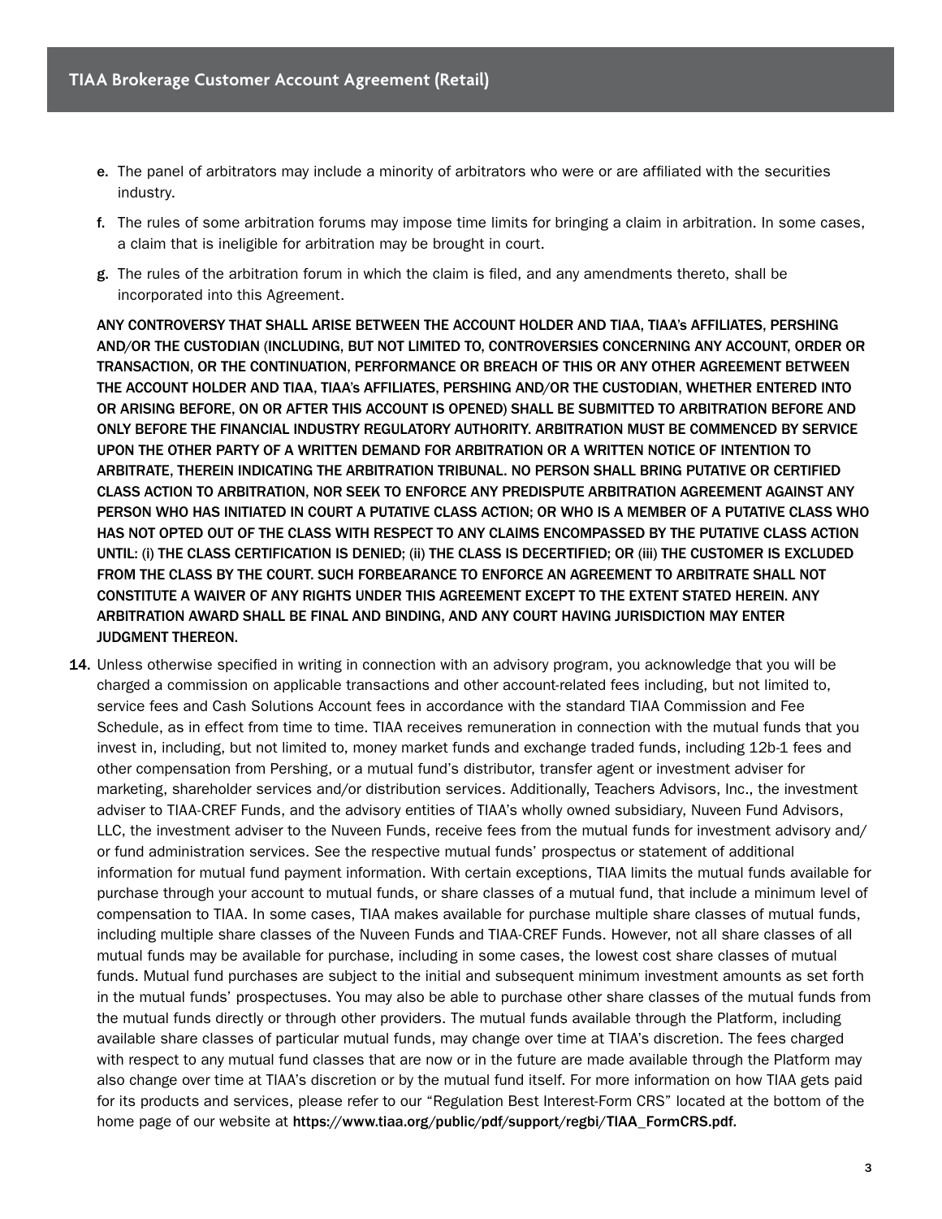e. The panel of arbitrators may include a minority of arbitrators who were or are affiliated with the securities industry.

f. The rules of some arbitration forums may impose time limits for bringing a claim in arbitration. In some cases, a claim that is ineligible for arbitration may be brought in court.

g. The rules of the arbitration forum in which the claim is filed, and any amendments thereto, shall be incorporated into this Agreement.

ANY CONTROVERSY THAT SHALL ARISE BETWEEN THE ACCOUNT HOLDER AND TIAA, TIAA's AFFILIATES, PERSHING AND/OR THE CUSTODIAN (INCLUDING, BUT NOT LIMITED TO, CONTROVERSIES CONCERNING ANY ACCOUNT, ORDER OR TRANSACTION, OR THE CONTINUATION, PERFORMANCE OR BREACH OF THIS OR ANY OTHER AGREEMENT BETWEEN THE ACCOUNT HOLDER AND TIAA, TIAA's AFFILIATES, PERSHING AND/OR THE CUSTODIAN, WHETHER ENTERED INTO OR ARISING BEFORE, ON OR AFTER THIS ACCOUNT IS OPENED) SHALL BE SUBMITTED TO ARBITRATION BEFORE AND ONLY BEFORE THE FINANCIAL INDUSTRY REGULATORY AUTHORITY. ARBITRATION MUST BE COMMENCED BY SERVICE UPON THE OTHER PARTY OF A WRITTEN DEMAND FOR ARBITRATION OR A WRITTEN NOTICE OF INTENTION TO ARBITRATE, THEREIN INDICATING THE ARBITRATION TRIBUNAL. NO PERSON SHALL BRING PUTATIVE OR CERTIFIED CLASS ACTION TO ARBITRATION, NOR SEEK TO ENFORCE ANY PREDISPUTE ARBITRATION AGREEMENT AGAINST ANY PERSON WHO HAS INITIATED IN COURT A PUTATIVE CLASS ACTION; OR WHO IS A MEMBER OF A PUTATIVE CLASS WHO HAS NOT OPTED OUT OF THE CLASS WITH RESPECT TO ANY CLAIMS ENCOMPASSED BY THE PUTATIVE CLASS ACTION UNTIL: (i) THE CLASS CERTIFICATION IS DENIED; (ii) THE CLASS IS DECERTIFIED; OR (iii) THE CUSTOMER IS EXCLUDED FROM THE CLASS BY THE COURT. SUCH FORBEARANCE TO ENFORCE AN AGREEMENT TO ARBITRATE SHALL NOT CONSTITUTE A WAIVER OF ANY RIGHTS UNDER THIS AGREEMENT EXCEPT TO THE EXTENT STATED HEREIN. ANY ARBITRATION AWARD SHALL BE FINAL AND BINDING, AND ANY COURT HAVING JURISDICTION MAY ENTER JUDGMENT THEREON.

14. Unless otherwise specified in writing in connection with an advisory program, you acknowledge that you will be charged a commission on applicable transactions and other account-related fees including, but not limited to, service fees and Cash Solutions Account fees in accordance with the standard TIAA Commission and Fee Schedule, as in effect from time to time. TIAA receives remuneration in connection with the mutual funds that you invest in, including, but not limited to, money market funds and exchange traded funds, including 12b-1 fees and other compensation from Pershing, or a mutual fund's distributor, transfer agent or investment adviser for marketing, shareholder services and/or distribution services. Additionally, Teachers Advisors, Inc., the investment adviser to TIAA-CREF Funds, and the advisory entities of TIAA's wholly owned subsidiary, Nuveen Fund Advisors, LLC, the investment adviser to the Nuveen Funds, receive fees from the mutual funds for investment advisory and/or fund administration services. See the respective mutual funds' prospectus or statement of additional information for mutual fund payment information. With certain exceptions, TIAA limits the mutual funds available for purchase through your account to mutual funds, or share classes of a mutual fund, that include a minimum level of compensation to TIAA. In some cases, TIAA makes available for purchase multiple share classes of mutual funds, including multiple share classes of the Nuveen Funds and TIAA-CREF Funds. However, not all share classes of all mutual funds may be available for purchase, including in some cases, the lowest cost share classes of mutual funds. Mutual fund purchases are subject to the initial and subsequent minimum investment amounts as set forth in the mutual funds' prospectuses. You may also be able to purchase other share classes of the mutual funds from the mutual funds directly or through other providers. The mutual funds available through the Platform, including available share classes of particular mutual funds, may change over time at TIAA's discretion. The fees charged with respect to any mutual fund classes that are now or in the future are made available through the Platform may also change over time at TIAA's discretion or by the mutual fund itself. For more information on how TIAA gets paid for its products and services, please refer to our "Regulation Best Interest-Form CRS" located at the bottom of the home page of our website at **https://www.tiaa.org/public/pdf/support/regbi/TIAA_FormCRS.pdf.**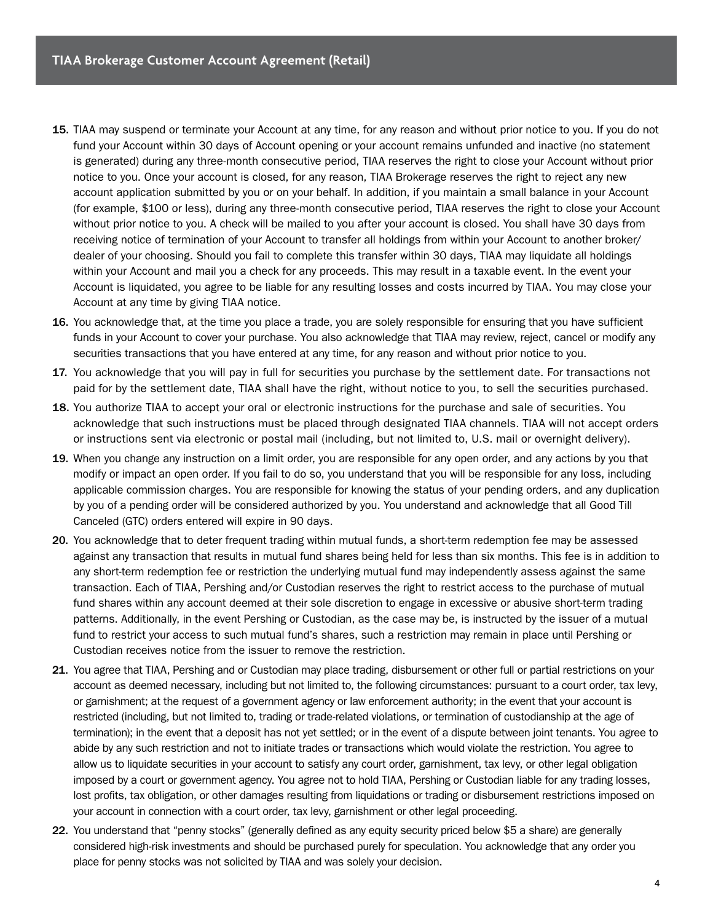15. TIAA may suspend or terminate your Account at any time, for any reason and without prior notice to you. If you do not fund your Account within 30 days of Account opening or your account remains unfunded and inactive (no statement is generated) during any three-month consecutive period, TIAA reserves the right to close your Account without prior notice to you. Once your account is closed, for any reason, TIAA Brokerage reserves the right to reject any new account application submitted by you or on your behalf. In addition, if you maintain a small balance in your Account (for example, $100 or less), during any three-month consecutive period, TIAA reserves the right to close your Account without prior notice to you. A check will be mailed to you after your account is closed. You shall have 30 days from receiving notice of termination of your Account to transfer all holdings from within your Account to another broker/dealer of your choosing. Should you fail to complete this transfer within 30 days, TIAA may liquidate all holdings within your Account and mail you a check for any proceeds. This may result in a taxable event. In the event your Account is liquidated, you agree to be liable for any resulting losses and costs incurred by TIAA. You may close your Account at any time by giving TIAA notice.
16. You acknowledge that, at the time you place a trade, you are solely responsible for ensuring that you have sufficient funds in your Account to cover your purchase. You also acknowledge that TIAA may review, reject, cancel or modify any securities transactions that you have entered at any time, for any reason and without prior notice to you.
17. You acknowledge that you will pay in full for securities you purchase by the settlement date. For transactions not paid for by the settlement date, TIAA shall have the right, without notice to you, to sell the securities purchased.
18. You authorize TIAA to accept your oral or electronic instructions for the purchase and sale of securities. You acknowledge that such instructions must be placed through designated TIAA channels. TIAA will not accept orders or instructions sent via electronic or postal mail (including, but not limited to, U.S. mail or overnight delivery).
19. When you change any instruction on a limit order, you are responsible for any open order, and any actions by you that modify or impact an open order. If you fail to do so, you understand that you will be responsible for any loss, including applicable commission charges. You are responsible for knowing the status of your pending orders, and any duplication by you of a pending order will be considered authorized by you. You understand and acknowledge that all Good Till Canceled (GTC) orders entered will expire in 90 days.
20. You acknowledge that to deter frequent trading within mutual funds, a short-term redemption fee may be assessed against any transaction that results in mutual fund shares being held for less than six months. This fee is in addition to any short-term redemption fee or restriction the underlying mutual fund may independently assess against the same transaction. Each of TIAA, Pershing and/or Custodian reserves the right to restrict access to the purchase of mutual fund shares within any account deemed at their sole discretion to engage in excessive or abusive short-term trading patterns. Additionally, in the event Pershing or Custodian, as the case may be, is instructed by the issuer of a mutual fund to restrict your access to such mutual fund's shares, such a restriction may remain in place until Pershing or Custodian receives notice from the issuer to remove the restriction.
21. You agree that TIAA, Pershing and or Custodian may place trading, disbursement or other full or partial restrictions on your account as deemed necessary, including but not limited to, the following circumstances: pursuant to a court order, tax levy, or garnishment; at the request of a government agency or law enforcement authority; in the event that your account is restricted (including, but not limited to, trading or trade-related violations, or termination of custodianship at the age of termination); in the event that a deposit has not yet settled; or in the event of a dispute between joint tenants. You agree to abide by any such restriction and not to initiate trades or transactions which would violate the restriction. You agree to allow us to liquidate securities in your account to satisfy any court order, garnishment, tax levy, or other legal obligation imposed by a court or government agency. You agree not to hold TIAA, Pershing or Custodian liable for any trading losses, lost profits, tax obligation, or other damages resulting from liquidations or trading or disbursement restrictions imposed on your account in connection with a court order, tax levy, garnishment or other legal proceeding.
22. You understand that "penny stocks" (generally defined as any equity security priced below $5 a share) are generally considered high-risk investments and should be purchased purely for speculation. You acknowledge that any order you place for penny stocks was not solicited by TIAA and was solely your decision.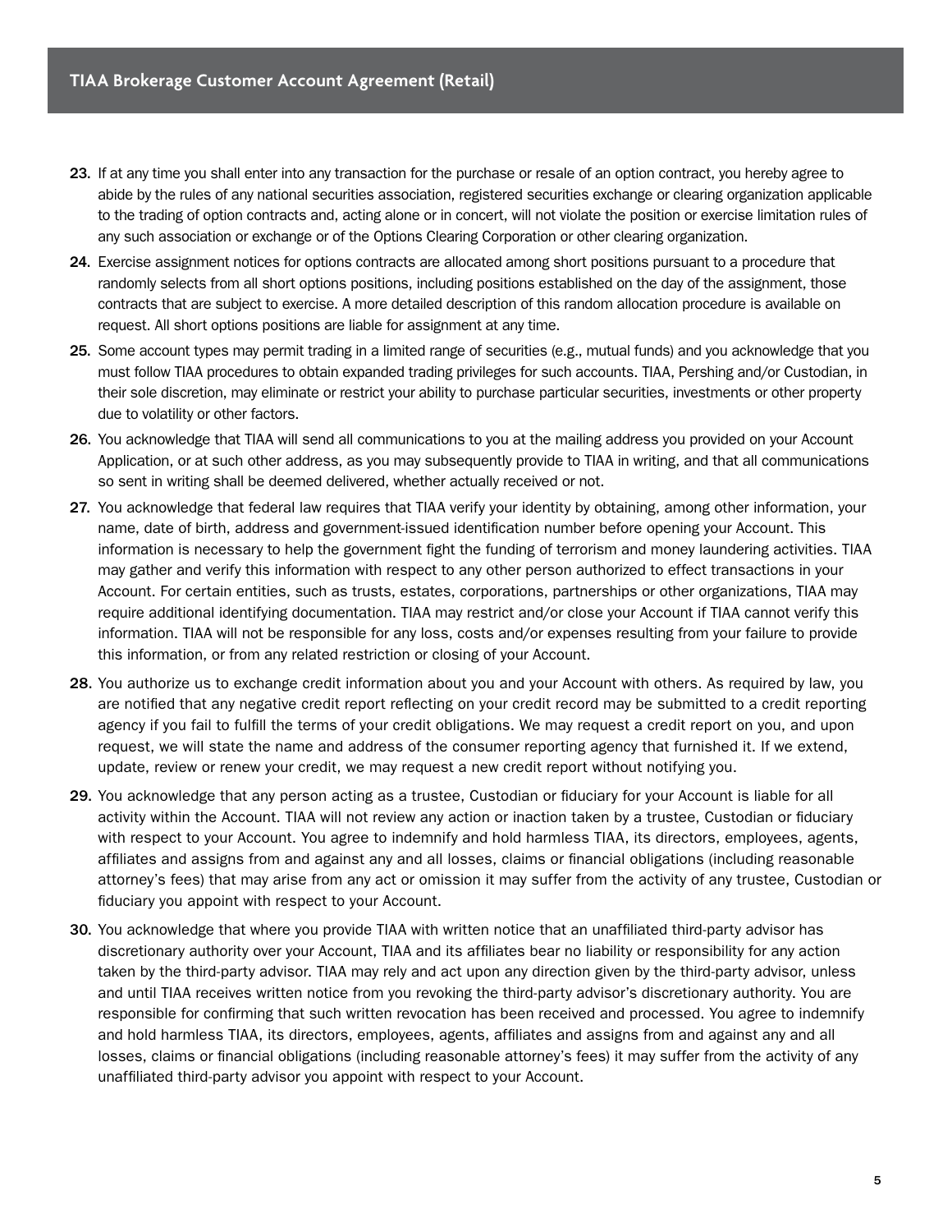23. If at any time you shall enter into any transaction for the purchase or resale of an option contract, you hereby agree to abide by the rules of any national securities association, registered securities exchange or clearing organization applicable to the trading of option contracts and, acting alone or in concert, will not violate the position or exercise limitation rules of any such association or exchange or of the Options Clearing Corporation or other clearing organization.
24. Exercise assignment notices for options contracts are allocated among short positions pursuant to a procedure that randomly selects from all short options positions, including positions established on the day of the assignment, those contracts that are subject to exercise. A more detailed description of this random allocation procedure is available on request. All short options positions are liable for assignment at any time.
25. Some account types may permit trading in a limited range of securities (e.g., mutual funds) and you acknowledge that you must follow TIAA procedures to obtain expanded trading privileges for such accounts. TIAA, Pershing and/or Custodian, in their sole discretion, may eliminate or restrict your ability to purchase particular securities, investments or other property due to volatility or other factors.
26. You acknowledge that TIAA will send all communications to you at the mailing address you provided on your Account Application, or at such other address, as you may subsequently provide to TIAA in writing, and that all communications so sent in writing shall be deemed delivered, whether actually received or not.
27. You acknowledge that federal law requires that TIAA verify your identity by obtaining, among other information, your name, date of birth, address and government-issued identification number before opening your Account. This information is necessary to help the government fight the funding of terrorism and money laundering activities. TIAA may gather and verify this information with respect to any other person authorized to effect transactions in your Account. For certain entities, such as trusts, estates, corporations, partnerships or other organizations, TIAA may require additional identifying documentation. TIAA may restrict and/or close your Account if TIAA cannot verify this information. TIAA will not be responsible for any loss, costs and/or expenses resulting from your failure to provide this information, or from any related restriction or closing of your Account.
28. You authorize us to exchange credit information about you and your Account with others. As required by law, you are notified that any negative credit report reflecting on your credit record may be submitted to a credit reporting agency if you fail to fulfill the terms of your credit obligations. We may request a credit report on you, and upon request, we will state the name and address of the consumer reporting agency that furnished it. If we extend, update, review or renew your credit, we may request a new credit report without notifying you.
29. You acknowledge that any person acting as a trustee, Custodian or fiduciary for your Account is liable for all activity within the Account. TIAA will not review any action or inaction taken by a trustee, Custodian or fiduciary with respect to your Account. You agree to indemnify and hold harmless TIAA, its directors, employees, agents, affiliates and assigns from and against any and all losses, claims or financial obligations (including reasonable attorney's fees) that may arise from any act or omission it may suffer from the activity of any trustee, Custodian or fiduciary you appoint with respect to your Account.
30. You acknowledge that where you provide TIAA with written notice that an unaffiliated third-party advisor has discretionary authority over your Account, TIAA and its affiliates bear no liability or responsibility for any action taken by the third-party advisor. TIAA may rely and act upon any direction given by the third-party advisor, unless and until TIAA receives written notice from you revoking the third-party advisor's discretionary authority. You are responsible for confirming that such written revocation has been received and processed. You agree to indemnify and hold harmless TIAA, its directors, employees, agents, affiliates and assigns from and against any and all losses, claims or financial obligations (including reasonable attorney's fees) it may suffer from the activity of any unaffiliated third-party advisor you appoint with respect to your Account.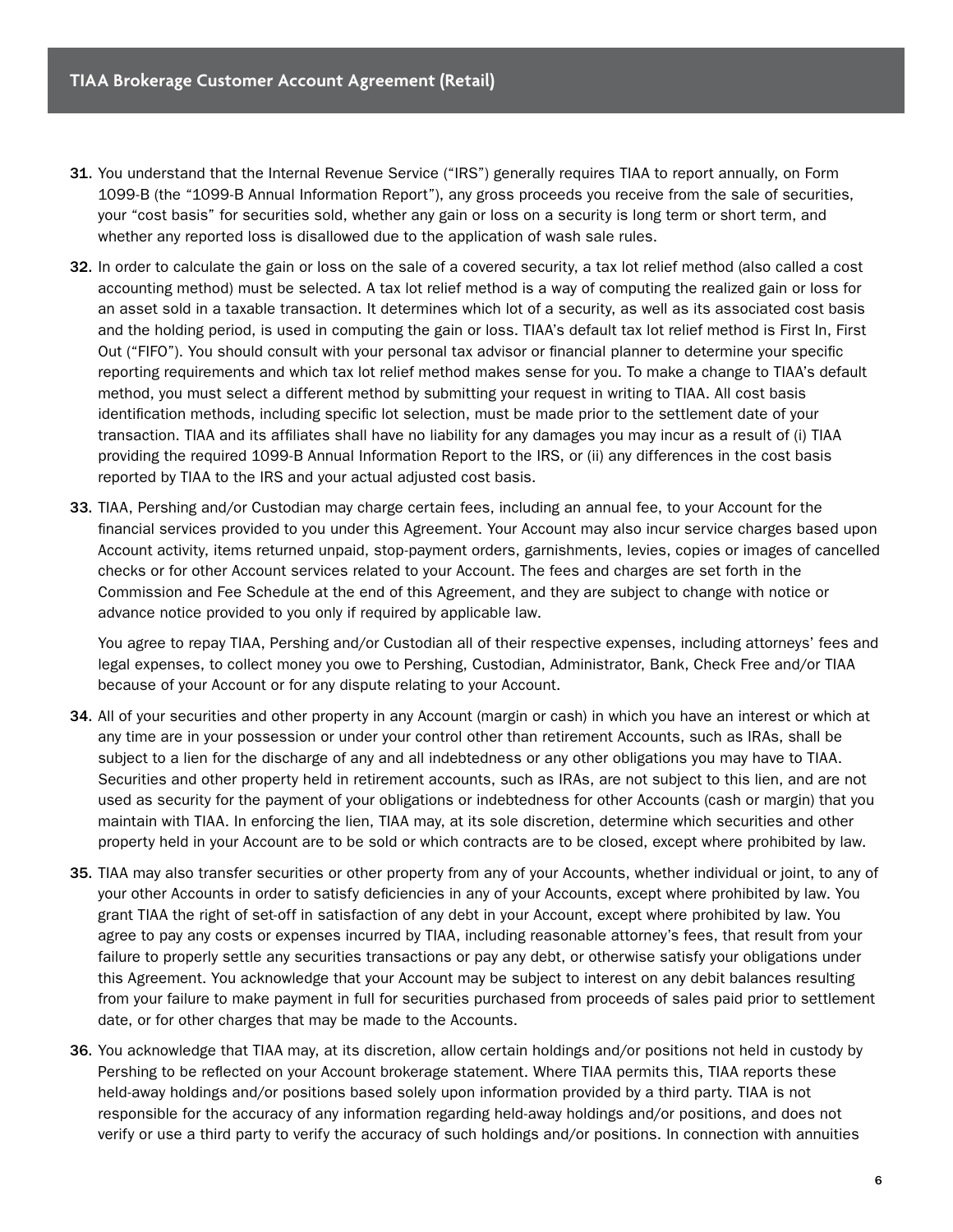31. You understand that the Internal Revenue Service ("IRS") generally requires TIAA to report annually, on Form 1099-B (the "1099-B Annual Information Report"), any gross proceeds you receive from the sale of securities, your "cost basis" for securities sold, whether any gain or loss on a security is long term or short term, and whether any reported loss is disallowed due to the application of wash sale rules.

32. In order to calculate the gain or loss on the sale of a covered security, a tax lot relief method (also called a cost accounting method) must be selected. A tax lot relief method is a way of computing the realized gain or loss for an asset sold in a taxable transaction. It determines which lot of a security, as well as its associated cost basis and the holding period, is used in computing the gain or loss. TIAA's default tax lot relief method is First In, First Out ("FIFO"). You should consult with your personal tax advisor or financial planner to determine your specific reporting requirements and which tax lot relief method makes sense for you. To make a change to TIAA's default method, you must select a different method by submitting your request in writing to TIAA. All cost basis identification methods, including specific lot selection, must be made prior to the settlement date of your transaction. TIAA and its affiliates shall have no liability for any damages you may incur as a result of (i) TIAA providing the required 1099-B Annual Information Report to the IRS, or (ii) any differences in the cost basis reported by TIAA to the IRS and your actual adjusted cost basis.

33. TIAA, Pershing and/or Custodian may charge certain fees, including an annual fee, to your Account for the financial services provided to you under this Agreement. Your Account may also incur service charges based upon Account activity, items returned unpaid, stop-payment orders, garnishments, levies, copies or images of cancelled checks or for other Account services related to your Account. The fees and charges are set forth in the Commission and Fee Schedule at the end of this Agreement, and they are subject to change with notice or advance notice provided to you only if required by applicable law.

    You agree to repay TIAA, Pershing and/or Custodian all of their respective expenses, including attorneys' fees and legal expenses, to collect money you owe to Pershing, Custodian, Administrator, Bank, Check Free and/or TIAA because of your Account or for any dispute relating to your Account.

34. All of your securities and other property in any Account (margin or cash) in which you have an interest or which at any time are in your possession or under your control other than retirement Accounts, such as IRAs, shall be subject to a lien for the discharge of any and all indebtedness or any other obligations you may have to TIAA. Securities and other property held in retirement accounts, such as IRAs, are not subject to this lien, and are not used as security for the payment of your obligations or indebtedness for other Accounts (cash or margin) that you maintain with TIAA. In enforcing the lien, TIAA may, at its sole discretion, determine which securities and other property held in your Account are to be sold or which contracts are to be closed, except where prohibited by law.

35. TIAA may also transfer securities or other property from any of your Accounts, whether individual or joint, to any of your other Accounts in order to satisfy deficiencies in any of your Accounts, except where prohibited by law. You grant TIAA the right of set-off in satisfaction of any debt in your Account, except where prohibited by law. You agree to pay any costs or expenses incurred by TIAA, including reasonable attorney's fees, that result from your failure to properly settle any securities transactions or pay any debt, or otherwise satisfy your obligations under this Agreement. You acknowledge that your Account may be subject to interest on any debit balances resulting from your failure to make payment in full for securities purchased from proceeds of sales paid prior to settlement date, or for other charges that may be made to the Accounts.

36. You acknowledge that TIAA may, at its discretion, allow certain holdings and/or positions not held in custody by Pershing to be reflected on your Account brokerage statement. Where TIAA permits this, TIAA reports these held-away holdings and/or positions based solely upon information provided by a third party. TIAA is not responsible for the accuracy of any information regarding held-away holdings and/or positions, and does not verify or use a third party to verify the accuracy of such holdings and/or positions. In connection with annuities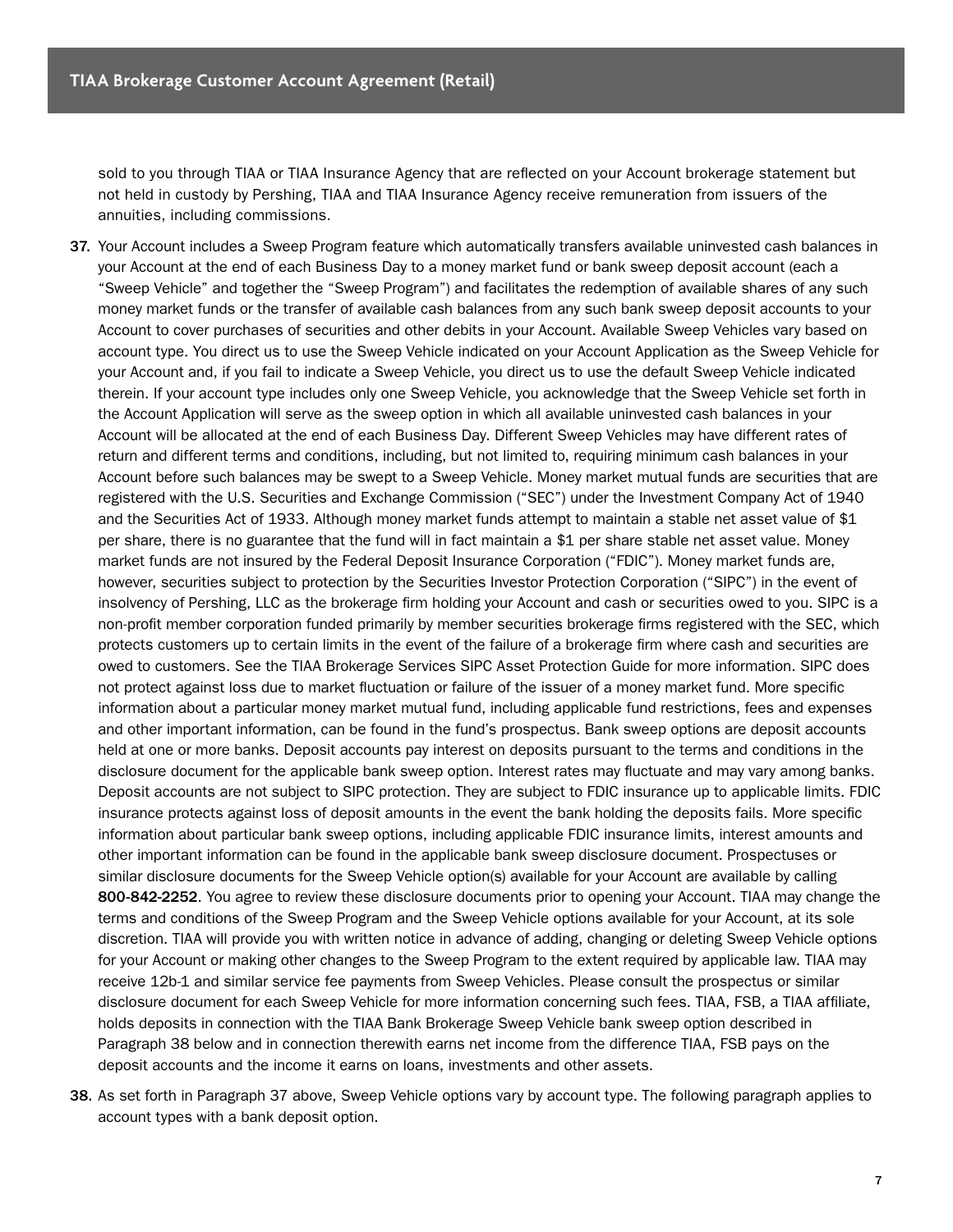sold to you through TIAA or TIAA Insurance Agency that are reflected on your Account brokerage statement but not held in custody by Pershing, TIAA and TIAA Insurance Agency receive remuneration from issuers of the annuities, including commissions.

**37.** Your Account includes a Sweep Program feature which automatically transfers available uninvested cash balances in your Account at the end of each Business Day to a money market fund or bank sweep deposit account (each a "Sweep Vehicle" and together the "Sweep Program") and facilitates the redemption of available shares of any such money market funds or the transfer of available cash balances from any such bank sweep deposit accounts to your Account to cover purchases of securities and other debits in your Account. Available Sweep Vehicles vary based on account type. You direct us to use the Sweep Vehicle indicated on your Account Application as the Sweep Vehicle for your Account and, if you fail to indicate a Sweep Vehicle, you direct us to use the default Sweep Vehicle indicated therein. If your account type includes only one Sweep Vehicle, you acknowledge that the Sweep Vehicle set forth in the Account Application will serve as the sweep option in which all available uninvested cash balances in your Account will be allocated at the end of each Business Day. Different Sweep Vehicles may have different rates of return and different terms and conditions, including, but not limited to, requiring minimum cash balances in your Account before such balances may be swept to a Sweep Vehicle. Money market mutual funds are securities that are registered with the U.S. Securities and Exchange Commission ("SEC") under the Investment Company Act of 1940 and the Securities Act of 1933. Although money market funds attempt to maintain a stable net asset value of $1 per share, there is no guarantee that the fund will in fact maintain a $1 per share stable net asset value. Money market funds are not insured by the Federal Deposit Insurance Corporation ("FDIC"). Money market funds are, however, securities subject to protection by the Securities Investor Protection Corporation ("SIPC") in the event of insolvency of Pershing, LLC as the brokerage firm holding your Account and cash or securities owed to you. SIPC is a non-profit member corporation funded primarily by member securities brokerage firms registered with the SEC, which protects customers up to certain limits in the event of the failure of a brokerage firm where cash and securities are owed to customers. See the TIAA Brokerage Services SIPC Asset Protection Guide for more information. SIPC does not protect against loss due to market fluctuation or failure of the issuer of a money market fund. More specific information about a particular money market mutual fund, including applicable fund restrictions, fees and expenses and other important information, can be found in the fund's prospectus. Bank sweep options are deposit accounts held at one or more banks. Deposit accounts pay interest on deposits pursuant to the terms and conditions in the disclosure document for the applicable bank sweep option. Interest rates may fluctuate and may vary among banks. Deposit accounts are not subject to SIPC protection. They are subject to FDIC insurance up to applicable limits. FDIC insurance protects against loss of deposit amounts in the event the bank holding the deposits fails. More specific information about particular bank sweep options, including applicable FDIC insurance limits, interest amounts and other important information can be found in the applicable bank sweep disclosure document. Prospectuses or similar disclosure documents for the Sweep Vehicle option(s) available for your Account are available by calling **800-842-2252**. You agree to review these disclosure documents prior to opening your Account. TIAA may change the terms and conditions of the Sweep Program and the Sweep Vehicle options available for your Account, at its sole discretion. TIAA will provide you with written notice in advance of adding, changing or deleting Sweep Vehicle options for your Account or making other changes to the Sweep Program to the extent required by applicable law. TIAA may receive 12b-1 and similar service fee payments from Sweep Vehicles. Please consult the prospectus or similar disclosure document for each Sweep Vehicle for more information concerning such fees. TIAA, FSB, a TIAA affiliate, holds deposits in connection with the TIAA Bank Brokerage Sweep Vehicle bank sweep option described in Paragraph 38 below and in connection therewith earns net income from the difference TIAA, FSB pays on the deposit accounts and the income it earns on loans, investments and other assets.

**38.** As set forth in Paragraph 37 above, Sweep Vehicle options vary by account type. The following paragraph applies to account types with a bank deposit option.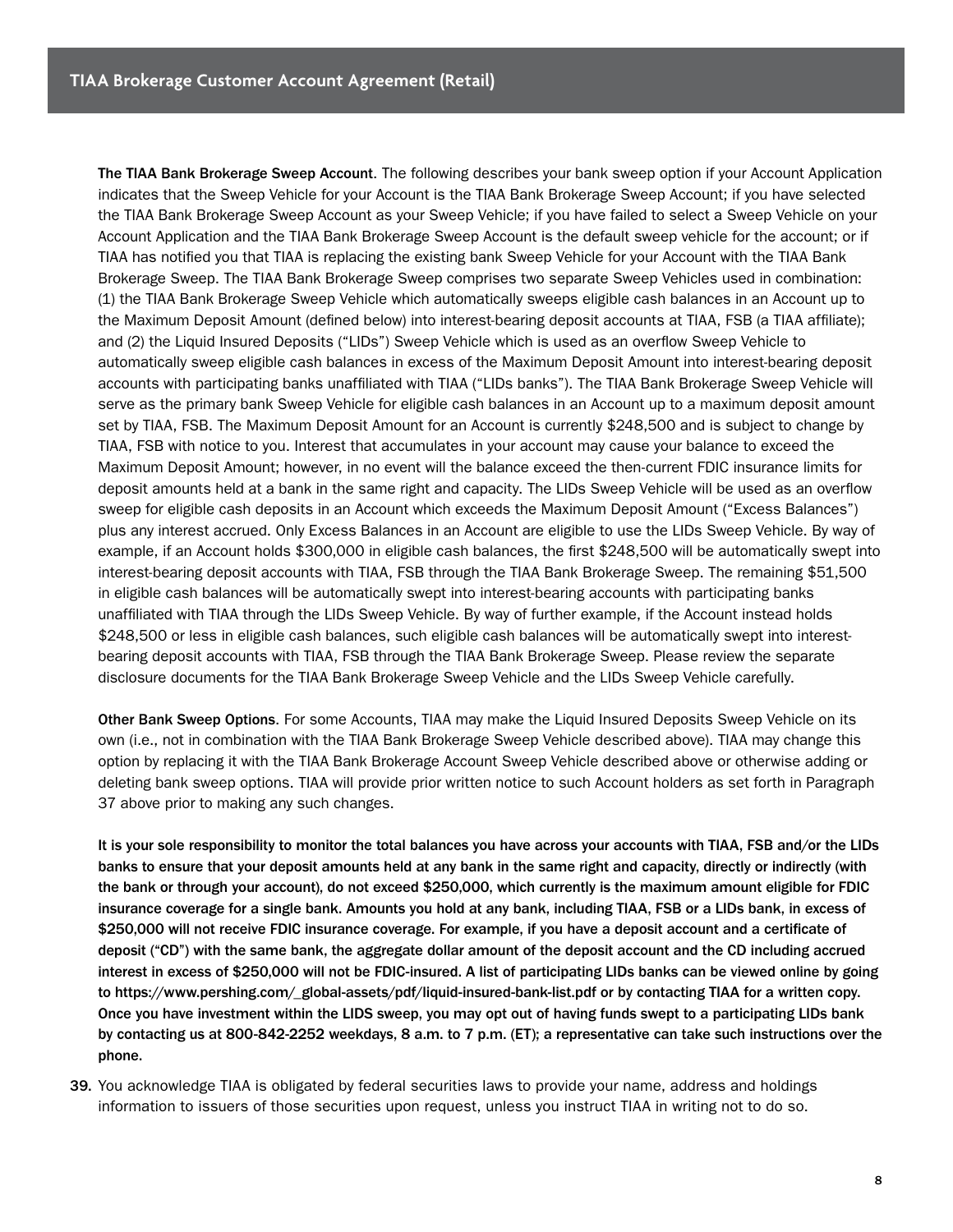**The TIAA Bank Brokerage Sweep Account**. The following describes your bank sweep option if your Account Application indicates that the Sweep Vehicle for your Account is the TIAA Bank Brokerage Sweep Account; if you have selected the TIAA Bank Brokerage Sweep Account as your Sweep Vehicle; if you have failed to select a Sweep Vehicle on your Account Application and the TIAA Bank Brokerage Sweep Account is the default sweep vehicle for the account; or if TIAA has notified you that TIAA is replacing the existing bank Sweep Vehicle for your Account with the TIAA Bank Brokerage Sweep. The TIAA Bank Brokerage Sweep comprises two separate Sweep Vehicles used in combination: (1) the TIAA Bank Brokerage Sweep Vehicle which automatically sweeps eligible cash balances in an Account up to the Maximum Deposit Amount (defined below) into interest-bearing deposit accounts at TIAA, FSB (a TIAA affiliate); and (2) the Liquid Insured Deposits ("LIDs") Sweep Vehicle which is used as an overflow Sweep Vehicle to automatically sweep eligible cash balances in excess of the Maximum Deposit Amount into interest-bearing deposit accounts with participating banks unaffiliated with TIAA ("LIDs banks"). The TIAA Bank Brokerage Sweep Vehicle will serve as the primary bank Sweep Vehicle for eligible cash balances in an Account up to a maximum deposit amount set by TIAA, FSB. The Maximum Deposit Amount for an Account is currently $248,500 and is subject to change by TIAA, FSB with notice to you. Interest that accumulates in your account may cause your balance to exceed the Maximum Deposit Amount; however, in no event will the balance exceed the then-current FDIC insurance limits for deposit amounts held at a bank in the same right and capacity. The LIDs Sweep Vehicle will be used as an overflow sweep for eligible cash deposits in an Account which exceeds the Maximum Deposit Amount ("Excess Balances") plus any interest accrued. Only Excess Balances in an Account are eligible to use the LIDs Sweep Vehicle. By way of example, if an Account holds $300,000 in eligible cash balances, the first $248,500 will be automatically swept into interest-bearing deposit accounts with TIAA, FSB through the TIAA Bank Brokerage Sweep. The remaining $51,500 in eligible cash balances will be automatically swept into interest-bearing accounts with participating banks unaffiliated with TIAA through the LIDs Sweep Vehicle. By way of further example, if the Account instead holds $248,500 or less in eligible cash balances, such eligible cash balances will be automatically swept into interest-bearing deposit accounts with TIAA, FSB through the TIAA Bank Brokerage Sweep. Please review the separate disclosure documents for the TIAA Bank Brokerage Sweep Vehicle and the LIDs Sweep Vehicle carefully.

**Other Bank Sweep Options**. For some Accounts, TIAA may make the Liquid Insured Deposits Sweep Vehicle on its own (i.e., not in combination with the TIAA Bank Brokerage Sweep Vehicle described above). TIAA may change this option by replacing it with the TIAA Bank Brokerage Account Sweep Vehicle described above or otherwise adding or deleting bank sweep options. TIAA will provide prior written notice to such Account holders as set forth in Paragraph 37 above prior to making any such changes.

**It is your sole responsibility to monitor the total balances you have across your accounts with TIAA, FSB and/or the LIDs banks to ensure that your deposit amounts held at any bank in the same right and capacity, directly or indirectly (with the bank or through your account), do not exceed $250,000, which currently is the maximum amount eligible for FDIC insurance coverage for a single bank. Amounts you hold at any bank, including TIAA, FSB or a LIDs bank, in excess of $250,000 will not receive FDIC insurance coverage. For example, if you have a deposit account and a certificate of deposit ("CD") with the same bank, the aggregate dollar amount of the deposit account and the CD including accrued interest in excess of $250,000 will not be FDIC-insured. A list of participating LIDs banks can be viewed online by going to https://www.pershing.com/_global-assets/pdf/liquid-insured-bank-list.pdf or by contacting TIAA for a written copy. Once you have investment within the LIDS sweep, you may opt out of having funds swept to a participating LIDs bank by contacting us at 800-842-2252 weekdays, 8 a.m. to 7 p.m. (ET); a representative can take such instructions over the phone.**

39. You acknowledge TIAA is obligated by federal securities laws to provide your name, address and holdings information to issuers of those securities upon request, unless you instruct TIAA in writing not to do so.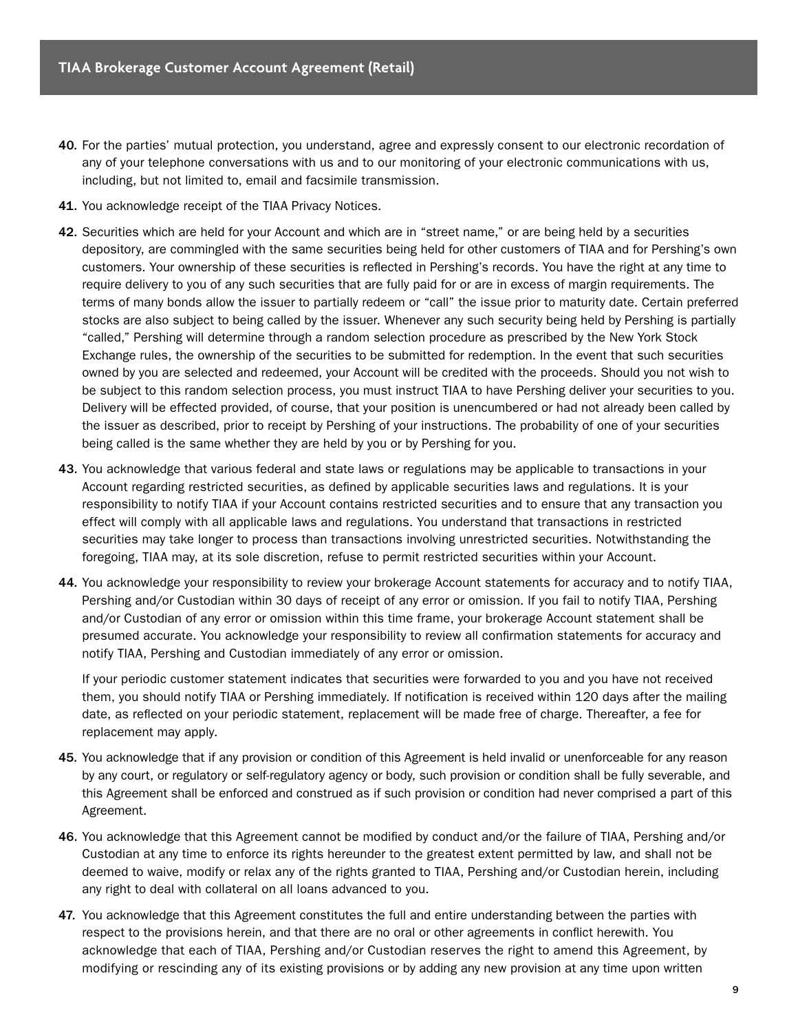40. For the parties' mutual protection, you understand, agree and expressly consent to our electronic recordation of any of your telephone conversations with us and to our monitoring of your electronic communications with us, including, but not limited to, email and facsimile transmission.

41. You acknowledge receipt of the TIAA Privacy Notices.

42. Securities which are held for your Account and which are in "street name," or are being held by a securities depository, are commingled with the same securities being held for other customers of TIAA and for Pershing's own customers. Your ownership of these securities is reflected in Pershing's records. You have the right at any time to require delivery to you of any such securities that are fully paid for or are in excess of margin requirements. The terms of many bonds allow the issuer to partially redeem or "call" the issue prior to maturity date. Certain preferred stocks are also subject to being called by the issuer. Whenever any such security being held by Pershing is partially "called," Pershing will determine through a random selection procedure as prescribed by the New York Stock Exchange rules, the ownership of the securities to be submitted for redemption. In the event that such securities owned by you are selected and redeemed, your Account will be credited with the proceeds. Should you not wish to be subject to this random selection process, you must instruct TIAA to have Pershing deliver your securities to you. Delivery will be effected provided, of course, that your position is unencumbered or had not already been called by the issuer as described, prior to receipt by Pershing of your instructions. The probability of one of your securities being called is the same whether they are held by you or by Pershing for you.

43. You acknowledge that various federal and state laws or regulations may be applicable to transactions in your Account regarding restricted securities, as defined by applicable securities laws and regulations. It is your responsibility to notify TIAA if your Account contains restricted securities and to ensure that any transaction you effect will comply with all applicable laws and regulations. You understand that transactions in restricted securities may take longer to process than transactions involving unrestricted securities. Notwithstanding the foregoing, TIAA may, at its sole discretion, refuse to permit restricted securities within your Account.

44. You acknowledge your responsibility to review your brokerage Account statements for accuracy and to notify TIAA, Pershing and/or Custodian within 30 days of receipt of any error or omission. If you fail to notify TIAA, Pershing and/or Custodian of any error or omission within this time frame, your brokerage Account statement shall be presumed accurate. You acknowledge your responsibility to review all confirmation statements for accuracy and notify TIAA, Pershing and Custodian immediately of any error or omission.

    If your periodic customer statement indicates that securities were forwarded to you and you have not received them, you should notify TIAA or Pershing immediately. If notification is received within 120 days after the mailing date, as reflected on your periodic statement, replacement will be made free of charge. Thereafter, a fee for replacement may apply.

45. You acknowledge that if any provision or condition of this Agreement is held invalid or unenforceable for any reason by any court, or regulatory or self-regulatory agency or body, such provision or condition shall be fully severable, and this Agreement shall be enforced and construed as if such provision or condition had never comprised a part of this Agreement.

46. You acknowledge that this Agreement cannot be modified by conduct and/or the failure of TIAA, Pershing and/or Custodian at any time to enforce its rights hereunder to the greatest extent permitted by law, and shall not be deemed to waive, modify or relax any of the rights granted to TIAA, Pershing and/or Custodian herein, including any right to deal with collateral on all loans advanced to you.

47. You acknowledge that this Agreement constitutes the full and entire understanding between the parties with respect to the provisions herein, and that there are no oral or other agreements in conflict herewith. You acknowledge that each of TIAA, Pershing and/or Custodian reserves the right to amend this Agreement, by modifying or rescinding any of its existing provisions or by adding any new provision at any time upon written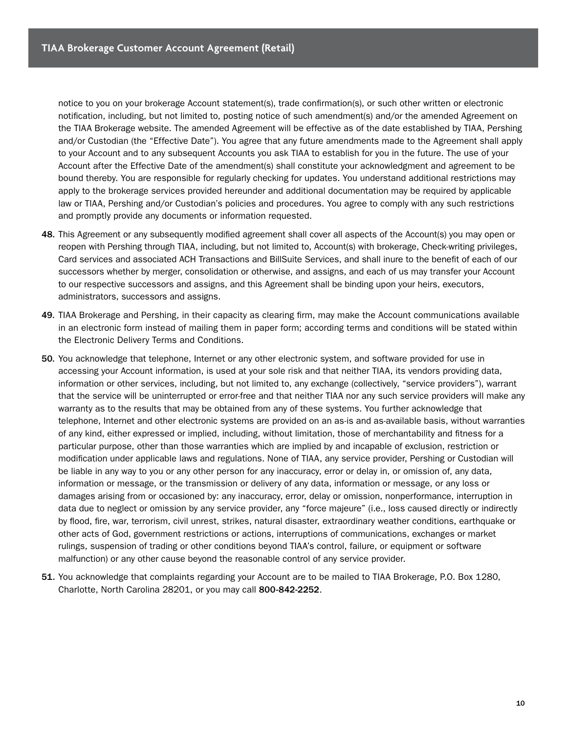notice to you on your brokerage Account statement(s), trade confirmation(s), or such other written or electronic notification, including, but not limited to, posting notice of such amendment(s) and/or the amended Agreement on the TIAA Brokerage website. The amended Agreement will be effective as of the date established by TIAA, Pershing and/or Custodian (the "Effective Date"). You agree that any future amendments made to the Agreement shall apply to your Account and to any subsequent Accounts you ask TIAA to establish for you in the future. The use of your Account after the Effective Date of the amendment(s) shall constitute your acknowledgment and agreement to be bound thereby. You are responsible for regularly checking for updates. You understand additional restrictions may apply to the brokerage services provided hereunder and additional documentation may be required by applicable law or TIAA, Pershing and/or Custodian's policies and procedures. You agree to comply with any such restrictions and promptly provide any documents or information requested.

**48.** This Agreement or any subsequently modified agreement shall cover all aspects of the Account(s) you may open or reopen with Pershing through TIAA, including, but not limited to, Account(s) with brokerage, Check-writing privileges, Card services and associated ACH Transactions and BillSuite Services, and shall inure to the benefit of each of our successors whether by merger, consolidation or otherwise, and assigns, and each of us may transfer your Account to our respective successors and assigns, and this Agreement shall be binding upon your heirs, executors, administrators, successors and assigns.

**49.** TIAA Brokerage and Pershing, in their capacity as clearing firm, may make the Account communications available in an electronic form instead of mailing them in paper form; according terms and conditions will be stated within the Electronic Delivery Terms and Conditions.

**50.** You acknowledge that telephone, Internet or any other electronic system, and software provided for use in accessing your Account information, is used at your sole risk and that neither TIAA, its vendors providing data, information or other services, including, but not limited to, any exchange (collectively, "service providers"), warrant that the service will be uninterrupted or error-free and that neither TIAA nor any such service providers will make any warranty as to the results that may be obtained from any of these systems. You further acknowledge that telephone, Internet and other electronic systems are provided on an as-is and as-available basis, without warranties of any kind, either expressed or implied, including, without limitation, those of merchantability and fitness for a particular purpose, other than those warranties which are implied by and incapable of exclusion, restriction or modification under applicable laws and regulations. None of TIAA, any service provider, Pershing or Custodian will be liable in any way to you or any other person for any inaccuracy, error or delay in, or omission of, any data, information or message, or the transmission or delivery of any data, information or message, or any loss or damages arising from or occasioned by: any inaccuracy, error, delay or omission, nonperformance, interruption in data due to neglect or omission by any service provider, any "force majeure" (i.e., loss caused directly or indirectly by flood, fire, war, terrorism, civil unrest, strikes, natural disaster, extraordinary weather conditions, earthquake or other acts of God, government restrictions or actions, interruptions of communications, exchanges or market rulings, suspension of trading or other conditions beyond TIAA's control, failure, or equipment or software malfunction) or any other cause beyond the reasonable control of any service provider.

**51.** You acknowledge that complaints regarding your Account are to be mailed to TIAA Brokerage, P.O. Box 1280, Charlotte, North Carolina 28201, or you may call **800-842-2252**.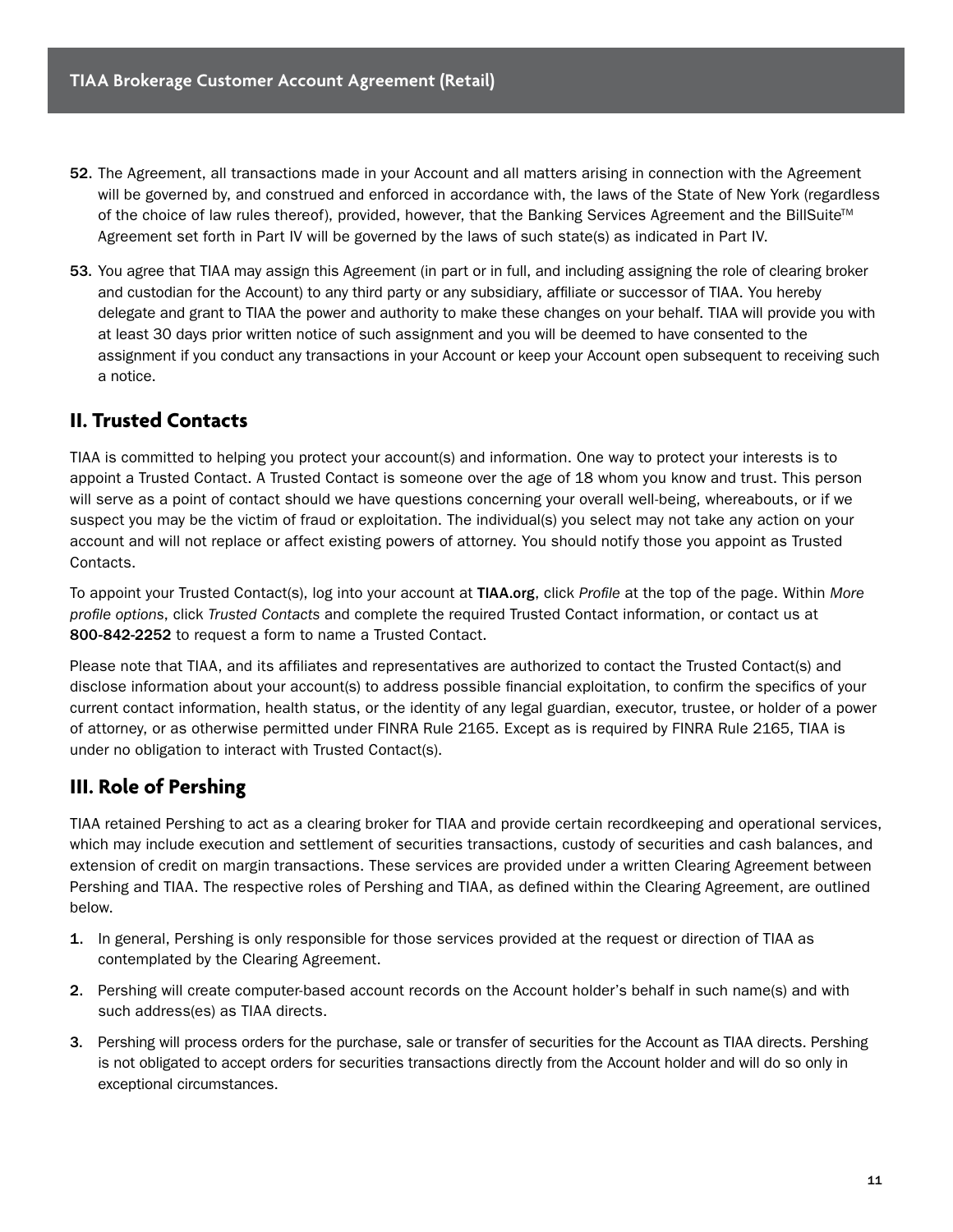52. The Agreement, all transactions made in your Account and all matters arising in connection with the Agreement will be governed by, and construed and enforced in accordance with, the laws of the State of New York (regardless of the choice of law rules thereof), provided, however, that the Banking Services Agreement and the BillSuite™ Agreement set forth in Part IV will be governed by the laws of such state(s) as indicated in Part IV.

53. You agree that TIAA may assign this Agreement (in part or in full, and including assigning the role of clearing broker and custodian for the Account) to any third party or any subsidiary, affiliate or successor of TIAA. You hereby delegate and grant to TIAA the power and authority to make these changes on your behalf. TIAA will provide you with at least 30 days prior written notice of such assignment and you will be deemed to have consented to the assignment if you conduct any transactions in your Account or keep your Account open subsequent to receiving such a notice.

## II. Trusted Contacts

TIAA is committed to helping you protect your account(s) and information. One way to protect your interests is to appoint a Trusted Contact. A Trusted Contact is someone over the age of 18 whom you know and trust. This person will serve as a point of contact should we have questions concerning your overall well-being, whereabouts, or if we suspect you may be the victim of fraud or exploitation. The individual(s) you select may not take any action on your account and will not replace or affect existing powers of attorney. You should notify those you appoint as Trusted Contacts.

To appoint your Trusted Contact(s), log into your account at **TIAA.org**, click *Profile* at the top of the page. Within *More profile options*, click *Trusted Contacts* and complete the required Trusted Contact information, or contact us at **800-842-2252** to request a form to name a Trusted Contact.

Please note that TIAA, and its affiliates and representatives are authorized to contact the Trusted Contact(s) and disclose information about your account(s) to address possible financial exploitation, to confirm the specifics of your current contact information, health status, or the identity of any legal guardian, executor, trustee, or holder of a power of attorney, or as otherwise permitted under FINRA Rule 2165. Except as is required by FINRA Rule 2165, TIAA is under no obligation to interact with Trusted Contact(s).

## III. Role of Pershing

TIAA retained Pershing to act as a clearing broker for TIAA and provide certain recordkeeping and operational services, which may include execution and settlement of securities transactions, custody of securities and cash balances, and extension of credit on margin transactions. These services are provided under a written Clearing Agreement between Pershing and TIAA. The respective roles of Pershing and TIAA, as defined within the Clearing Agreement, are outlined below.

1. In general, Pershing is only responsible for those services provided at the request or direction of TIAA as contemplated by the Clearing Agreement.
2. Pershing will create computer-based account records on the Account holder's behalf in such name(s) and with such address(es) as TIAA directs.
3. Pershing will process orders for the purchase, sale or transfer of securities for the Account as TIAA directs. Pershing is not obligated to accept orders for securities transactions directly from the Account holder and will do so only in exceptional circumstances.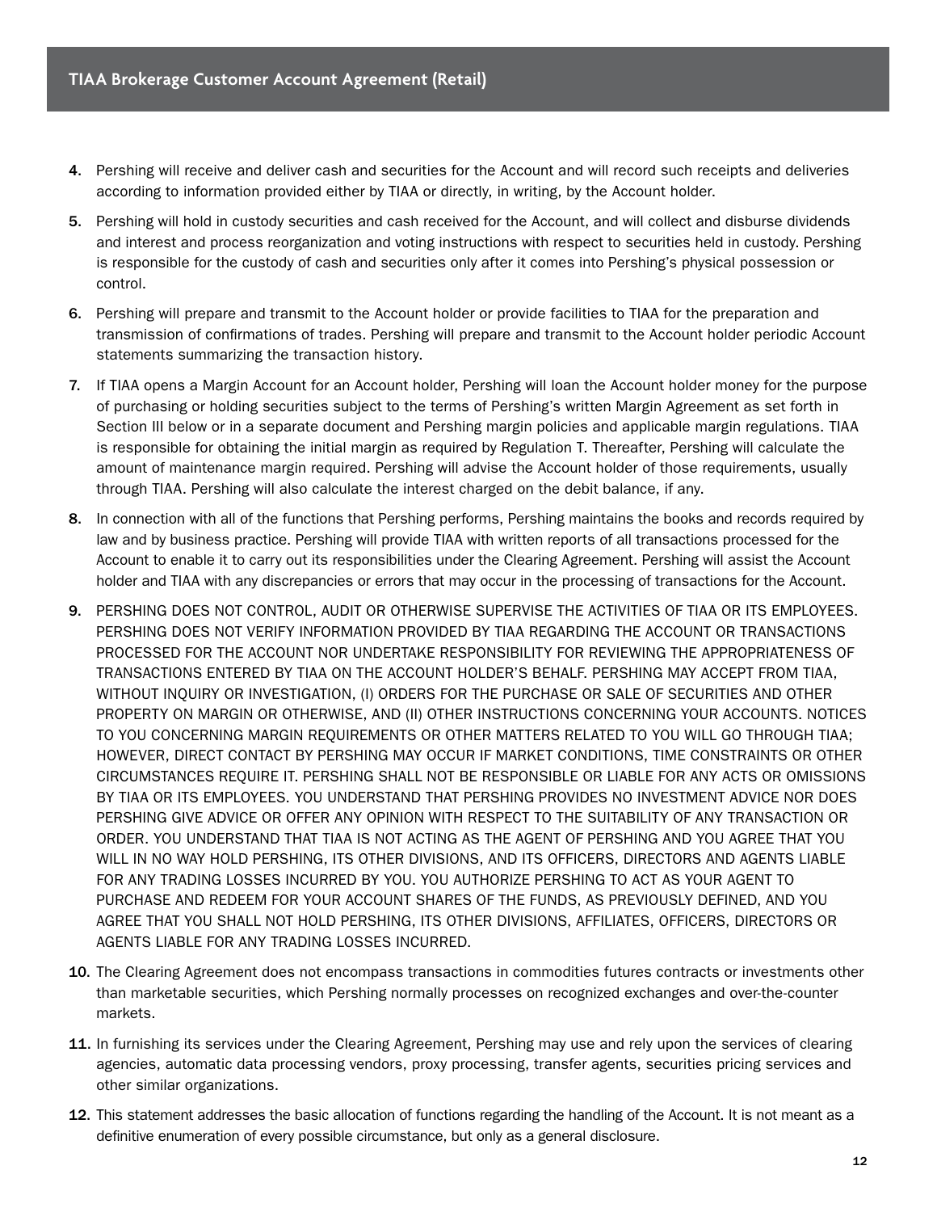4. Pershing will receive and deliver cash and securities for the Account and will record such receipts and deliveries according to information provided either by TIAA or directly, in writing, by the Account holder.
5. Pershing will hold in custody securities and cash received for the Account, and will collect and disburse dividends and interest and process reorganization and voting instructions with respect to securities held in custody. Pershing is responsible for the custody of cash and securities only after it comes into Pershing's physical possession or control.
6. Pershing will prepare and transmit to the Account holder or provide facilities to TIAA for the preparation and transmission of confirmations of trades. Pershing will prepare and transmit to the Account holder periodic Account statements summarizing the transaction history.
7. If TIAA opens a Margin Account for an Account holder, Pershing will loan the Account holder money for the purpose of purchasing or holding securities subject to the terms of Pershing's written Margin Agreement as set forth in Section III below or in a separate document and Pershing margin policies and applicable margin regulations. TIAA is responsible for obtaining the initial margin as required by Regulation T. Thereafter, Pershing will calculate the amount of maintenance margin required. Pershing will advise the Account holder of those requirements, usually through TIAA. Pershing will also calculate the interest charged on the debit balance, if any.
8. In connection with all of the functions that Pershing performs, Pershing maintains the books and records required by law and by business practice. Pershing will provide TIAA with written reports of all transactions processed for the Account to enable it to carry out its responsibilities under the Clearing Agreement. Pershing will assist the Account holder and TIAA with any discrepancies or errors that may occur in the processing of transactions for the Account.
9. PERSHING DOES NOT CONTROL, AUDIT OR OTHERWISE SUPERVISE THE ACTIVITIES OF TIAA OR ITS EMPLOYEES. PERSHING DOES NOT VERIFY INFORMATION PROVIDED BY TIAA REGARDING THE ACCOUNT OR TRANSACTIONS PROCESSED FOR THE ACCOUNT NOR UNDERTAKE RESPONSIBILITY FOR REVIEWING THE APPROPRIATENESS OF TRANSACTIONS ENTERED BY TIAA ON THE ACCOUNT HOLDER'S BEHALF. PERSHING MAY ACCEPT FROM TIAA, WITHOUT INQUIRY OR INVESTIGATION, (I) ORDERS FOR THE PURCHASE OR SALE OF SECURITIES AND OTHER PROPERTY ON MARGIN OR OTHERWISE, AND (II) OTHER INSTRUCTIONS CONCERNING YOUR ACCOUNTS. NOTICES TO YOU CONCERNING MARGIN REQUIREMENTS OR OTHER MATTERS RELATED TO YOU WILL GO THROUGH TIAA; HOWEVER, DIRECT CONTACT BY PERSHING MAY OCCUR IF MARKET CONDITIONS, TIME CONSTRAINTS OR OTHER CIRCUMSTANCES REQUIRE IT. PERSHING SHALL NOT BE RESPONSIBLE OR LIABLE FOR ANY ACTS OR OMISSIONS BY TIAA OR ITS EMPLOYEES. YOU UNDERSTAND THAT PERSHING PROVIDES NO INVESTMENT ADVICE NOR DOES PERSHING GIVE ADVICE OR OFFER ANY OPINION WITH RESPECT TO THE SUITABILITY OF ANY TRANSACTION OR ORDER. YOU UNDERSTAND THAT TIAA IS NOT ACTING AS THE AGENT OF PERSHING AND YOU AGREE THAT YOU WILL IN NO WAY HOLD PERSHING, ITS OTHER DIVISIONS, AND ITS OFFICERS, DIRECTORS AND AGENTS LIABLE FOR ANY TRADING LOSSES INCURRED BY YOU. YOU AUTHORIZE PERSHING TO ACT AS YOUR AGENT TO PURCHASE AND REDEEM FOR YOUR ACCOUNT SHARES OF THE FUNDS, AS PREVIOUSLY DEFINED, AND YOU AGREE THAT YOU SHALL NOT HOLD PERSHING, ITS OTHER DIVISIONS, AFFILIATES, OFFICERS, DIRECTORS OR AGENTS LIABLE FOR ANY TRADING LOSSES INCURRED.
10. The Clearing Agreement does not encompass transactions in commodities futures contracts or investments other than marketable securities, which Pershing normally processes on recognized exchanges and over-the-counter markets.
11. In furnishing its services under the Clearing Agreement, Pershing may use and rely upon the services of clearing agencies, automatic data processing vendors, proxy processing, transfer agents, securities pricing services and other similar organizations.
12. This statement addresses the basic allocation of functions regarding the handling of the Account. It is not meant as a definitive enumeration of every possible circumstance, but only as a general disclosure.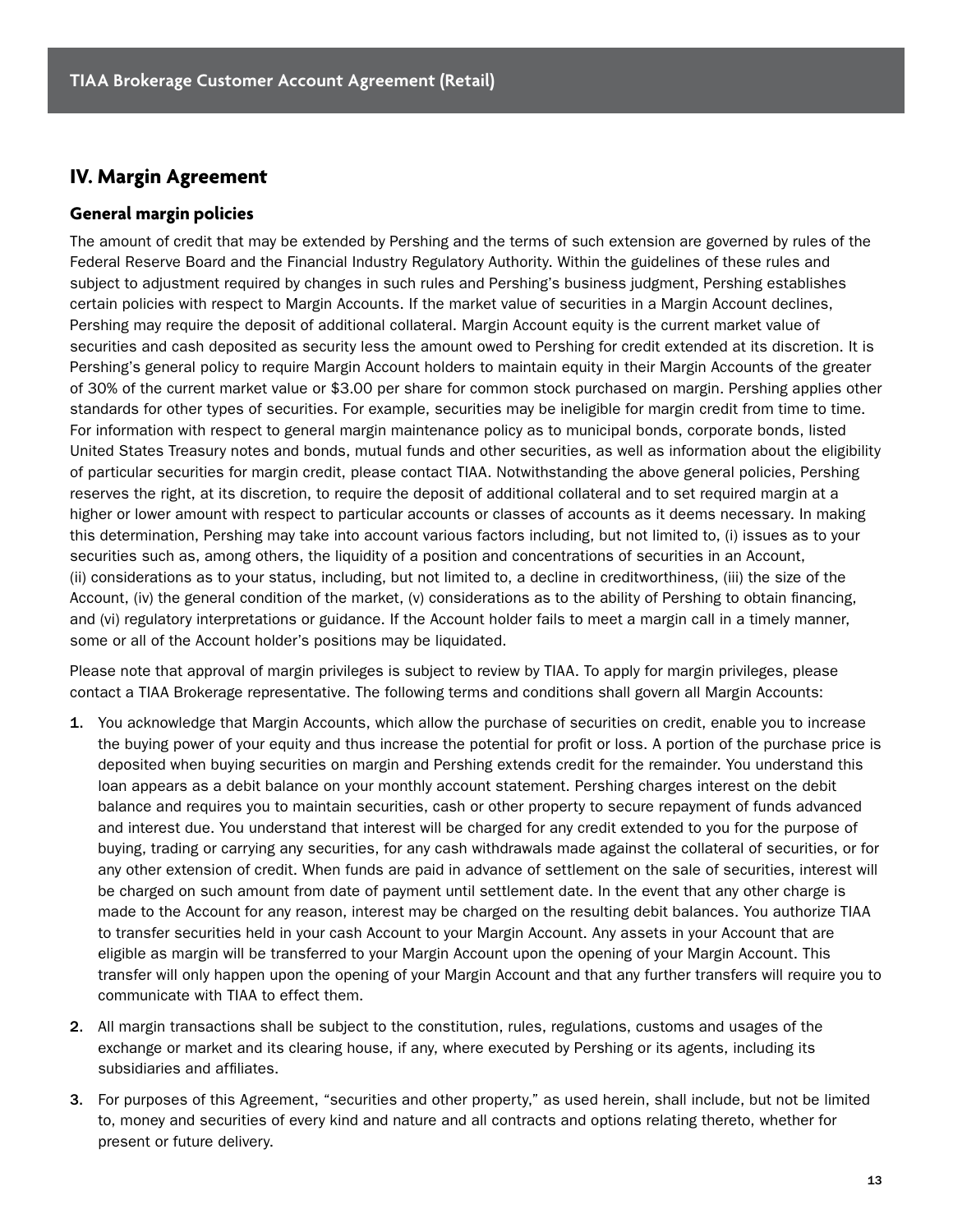## IV. Margin Agreement

### General margin policies

The amount of credit that may be extended by Pershing and the terms of such extension are governed by rules of the Federal Reserve Board and the Financial Industry Regulatory Authority. Within the guidelines of these rules and subject to adjustment required by changes in such rules and Pershing's business judgment, Pershing establishes certain policies with respect to Margin Accounts. If the market value of securities in a Margin Account declines, Pershing may require the deposit of additional collateral. Margin Account equity is the current market value of securities and cash deposited as security less the amount owed to Pershing for credit extended at its discretion. It is Pershing's general policy to require Margin Account holders to maintain equity in their Margin Accounts of the greater of 30% of the current market value or $3.00 per share for common stock purchased on margin. Pershing applies other standards for other types of securities. For example, securities may be ineligible for margin credit from time to time. For information with respect to general margin maintenance policy as to municipal bonds, corporate bonds, listed United States Treasury notes and bonds, mutual funds and other securities, as well as information about the eligibility of particular securities for margin credit, please contact TIAA. Notwithstanding the above general policies, Pershing reserves the right, at its discretion, to require the deposit of additional collateral and to set required margin at a higher or lower amount with respect to particular accounts or classes of accounts as it deems necessary. In making this determination, Pershing may take into account various factors including, but not limited to, (i) issues as to your securities such as, among others, the liquidity of a position and concentrations of securities in an Account, (ii) considerations as to your status, including, but not limited to, a decline in creditworthiness, (iii) the size of the Account, (iv) the general condition of the market, (v) considerations as to the ability of Pershing to obtain financing, and (vi) regulatory interpretations or guidance. If the Account holder fails to meet a margin call in a timely manner, some or all of the Account holder's positions may be liquidated.

Please note that approval of margin privileges is subject to review by TIAA. To apply for margin privileges, please contact a TIAA Brokerage representative. The following terms and conditions shall govern all Margin Accounts:

1. You acknowledge that Margin Accounts, which allow the purchase of securities on credit, enable you to increase the buying power of your equity and thus increase the potential for profit or loss. A portion of the purchase price is deposited when buying securities on margin and Pershing extends credit for the remainder. You understand this loan appears as a debit balance on your monthly account statement. Pershing charges interest on the debit balance and requires you to maintain securities, cash or other property to secure repayment of funds advanced and interest due. You understand that interest will be charged for any credit extended to you for the purpose of buying, trading or carrying any securities, for any cash withdrawals made against the collateral of securities, or for any other extension of credit. When funds are paid in advance of settlement on the sale of securities, interest will be charged on such amount from date of payment until settlement date. In the event that any other charge is made to the Account for any reason, interest may be charged on the resulting debit balances. You authorize TIAA to transfer securities held in your cash Account to your Margin Account. Any assets in your Account that are eligible as margin will be transferred to your Margin Account upon the opening of your Margin Account. This transfer will only happen upon the opening of your Margin Account and that any further transfers will require you to communicate with TIAA to effect them.
2. All margin transactions shall be subject to the constitution, rules, regulations, customs and usages of the exchange or market and its clearing house, if any, where executed by Pershing or its agents, including its subsidiaries and affiliates.
3. For purposes of this Agreement, "securities and other property," as used herein, shall include, but not be limited to, money and securities of every kind and nature and all contracts and options relating thereto, whether for present or future delivery.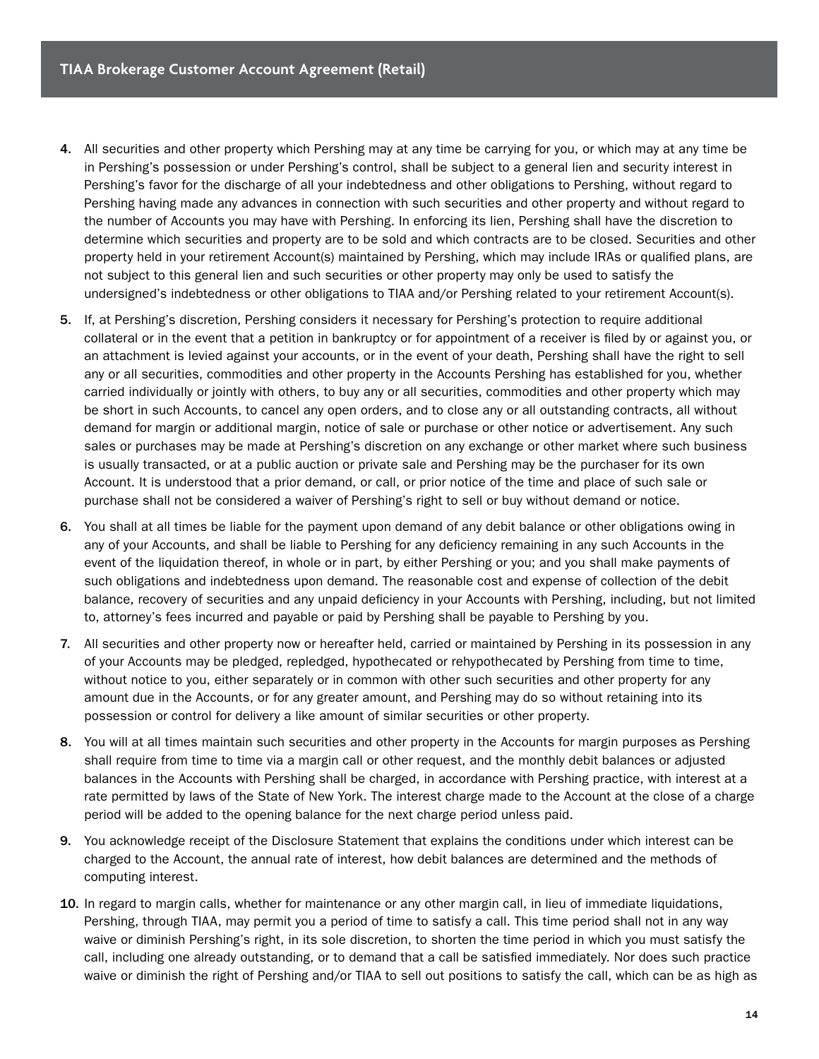4. All securities and other property which Pershing may at any time be carrying for you, or which may at any time be in Pershing's possession or under Pershing's control, shall be subject to a general lien and security interest in Pershing's favor for the discharge of all your indebtedness and other obligations to Pershing, without regard to Pershing having made any advances in connection with such securities and other property and without regard to the number of Accounts you may have with Pershing. In enforcing its lien, Pershing shall have the discretion to determine which securities and property are to be sold and which contracts are to be closed. Securities and other property held in your retirement Account(s) maintained by Pershing, which may include IRAs or qualified plans, are not subject to this general lien and such securities or other property may only be used to satisfy the undersigned's indebtedness or other obligations to TIAA and/or Pershing related to your retirement Account(s).

5. If, at Pershing's discretion, Pershing considers it necessary for Pershing's protection to require additional collateral or in the event that a petition in bankruptcy or for appointment of a receiver is filed by or against you, or an attachment is levied against your accounts, or in the event of your death, Pershing shall have the right to sell any or all securities, commodities and other property in the Accounts Pershing has established for you, whether carried individually or jointly with others, to buy any or all securities, commodities and other property which may be short in such Accounts, to cancel any open orders, and to close any or all outstanding contracts, all without demand for margin or additional margin, notice of sale or purchase or other notice or advertisement. Any such sales or purchases may be made at Pershing's discretion on any exchange or other market where such business is usually transacted, or at a public auction or private sale and Pershing may be the purchaser for its own Account. It is understood that a prior demand, or call, or prior notice of the time and place of such sale or purchase shall not be considered a waiver of Pershing's right to sell or buy without demand or notice.

6. You shall at all times be liable for the payment upon demand of any debit balance or other obligations owing in any of your Accounts, and shall be liable to Pershing for any deficiency remaining in any such Accounts in the event of the liquidation thereof, in whole or in part, by either Pershing or you; and you shall make payments of such obligations and indebtedness upon demand. The reasonable cost and expense of collection of the debit balance, recovery of securities and any unpaid deficiency in your Accounts with Pershing, including, but not limited to, attorney's fees incurred and payable or paid by Pershing shall be payable to Pershing by you.

7. All securities and other property now or hereafter held, carried or maintained by Pershing in its possession in any of your Accounts may be pledged, repledged, hypothecated or rehypothecated by Pershing from time to time, without notice to you, either separately or in common with other such securities and other property for any amount due in the Accounts, or for any greater amount, and Pershing may do so without retaining into its possession or control for delivery a like amount of similar securities or other property.

8. You will at all times maintain such securities and other property in the Accounts for margin purposes as Pershing shall require from time to time via a margin call or other request, and the monthly debit balances or adjusted balances in the Accounts with Pershing shall be charged, in accordance with Pershing practice, with interest at a rate permitted by laws of the State of New York. The interest charge made to the Account at the close of a charge period will be added to the opening balance for the next charge period unless paid.

9. You acknowledge receipt of the Disclosure Statement that explains the conditions under which interest can be charged to the Account, the annual rate of interest, how debit balances are determined and the methods of computing interest.

10. In regard to margin calls, whether for maintenance or any other margin call, in lieu of immediate liquidations, Pershing, through TIAA, may permit you a period of time to satisfy a call. This time period shall not in any way waive or diminish Pershing's right, in its sole discretion, to shorten the time period in which you must satisfy the call, including one already outstanding, or to demand that a call be satisfied immediately. Nor does such practice waive or diminish the right of Pershing and/or TIAA to sell out positions to satisfy the call, which can be as high as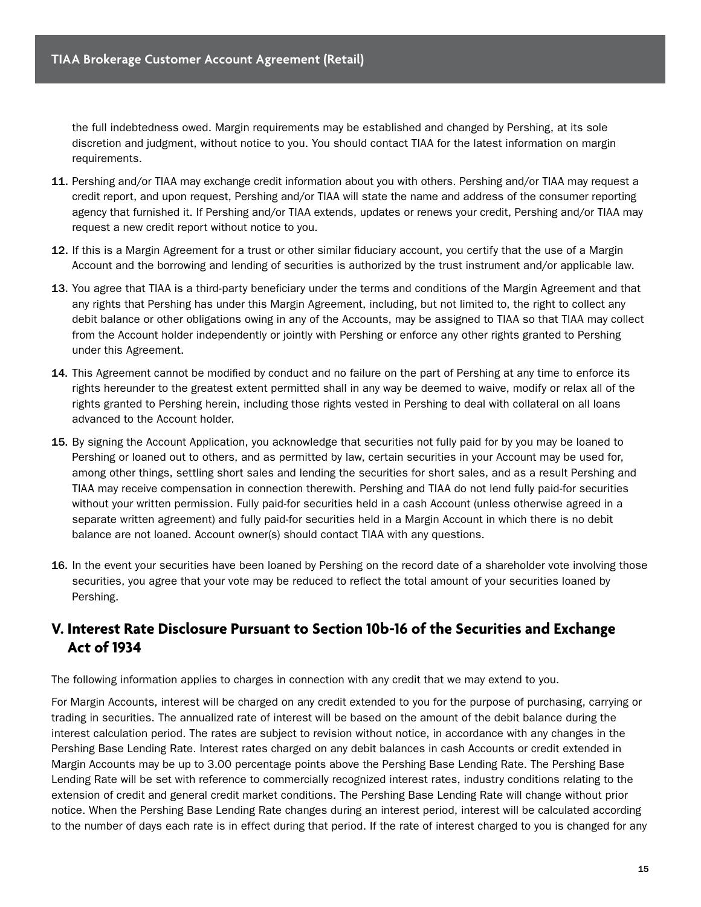the full indebtedness owed. Margin requirements may be established and changed by Pershing, at its sole discretion and judgment, without notice to you. You should contact TIAA for the latest information on margin requirements.

11. Pershing and/or TIAA may exchange credit information about you with others. Pershing and/or TIAA may request a credit report, and upon request, Pershing and/or TIAA will state the name and address of the consumer reporting agency that furnished it. If Pershing and/or TIAA extends, updates or renews your credit, Pershing and/or TIAA may request a new credit report without notice to you.

12. If this is a Margin Agreement for a trust or other similar fiduciary account, you certify that the use of a Margin Account and the borrowing and lending of securities is authorized by the trust instrument and/or applicable law.

13. You agree that TIAA is a third-party beneficiary under the terms and conditions of the Margin Agreement and that any rights that Pershing has under this Margin Agreement, including, but not limited to, the right to collect any debit balance or other obligations owing in any of the Accounts, may be assigned to TIAA so that TIAA may collect from the Account holder independently or jointly with Pershing or enforce any other rights granted to Pershing under this Agreement.

14. This Agreement cannot be modified by conduct and no failure on the part of Pershing at any time to enforce its rights hereunder to the greatest extent permitted shall in any way be deemed to waive, modify or relax all of the rights granted to Pershing herein, including those rights vested in Pershing to deal with collateral on all loans advanced to the Account holder.

15. By signing the Account Application, you acknowledge that securities not fully paid for by you may be loaned to Pershing or loaned out to others, and as permitted by law, certain securities in your Account may be used for, among other things, settling short sales and lending the securities for short sales, and as a result Pershing and TIAA may receive compensation in connection therewith. Pershing and TIAA do not lend fully paid-for securities without your written permission. Fully paid-for securities held in a cash Account (unless otherwise agreed in a separate written agreement) and fully paid-for securities held in a Margin Account in which there is no debit balance are not loaned. Account owner(s) should contact TIAA with any questions.

16. In the event your securities have been loaned by Pershing on the record date of a shareholder vote involving those securities, you agree that your vote may be reduced to reflect the total amount of your securities loaned by Pershing.

## V. Interest Rate Disclosure Pursuant to Section 10b-16 of the Securities and Exchange Act of 1934

The following information applies to charges in connection with any credit that we may extend to you.

For Margin Accounts, interest will be charged on any credit extended to you for the purpose of purchasing, carrying or trading in securities. The annualized rate of interest will be based on the amount of the debit balance during the interest calculation period. The rates are subject to revision without notice, in accordance with any changes in the Pershing Base Lending Rate. Interest rates charged on any debit balances in cash Accounts or credit extended in Margin Accounts may be up to 3.00 percentage points above the Pershing Base Lending Rate. The Pershing Base Lending Rate will be set with reference to commercially recognized interest rates, industry conditions relating to the extension of credit and general credit market conditions. The Pershing Base Lending Rate will change without prior notice. When the Pershing Base Lending Rate changes during an interest period, interest will be calculated according to the number of days each rate is in effect during that period. If the rate of interest charged to you is changed for any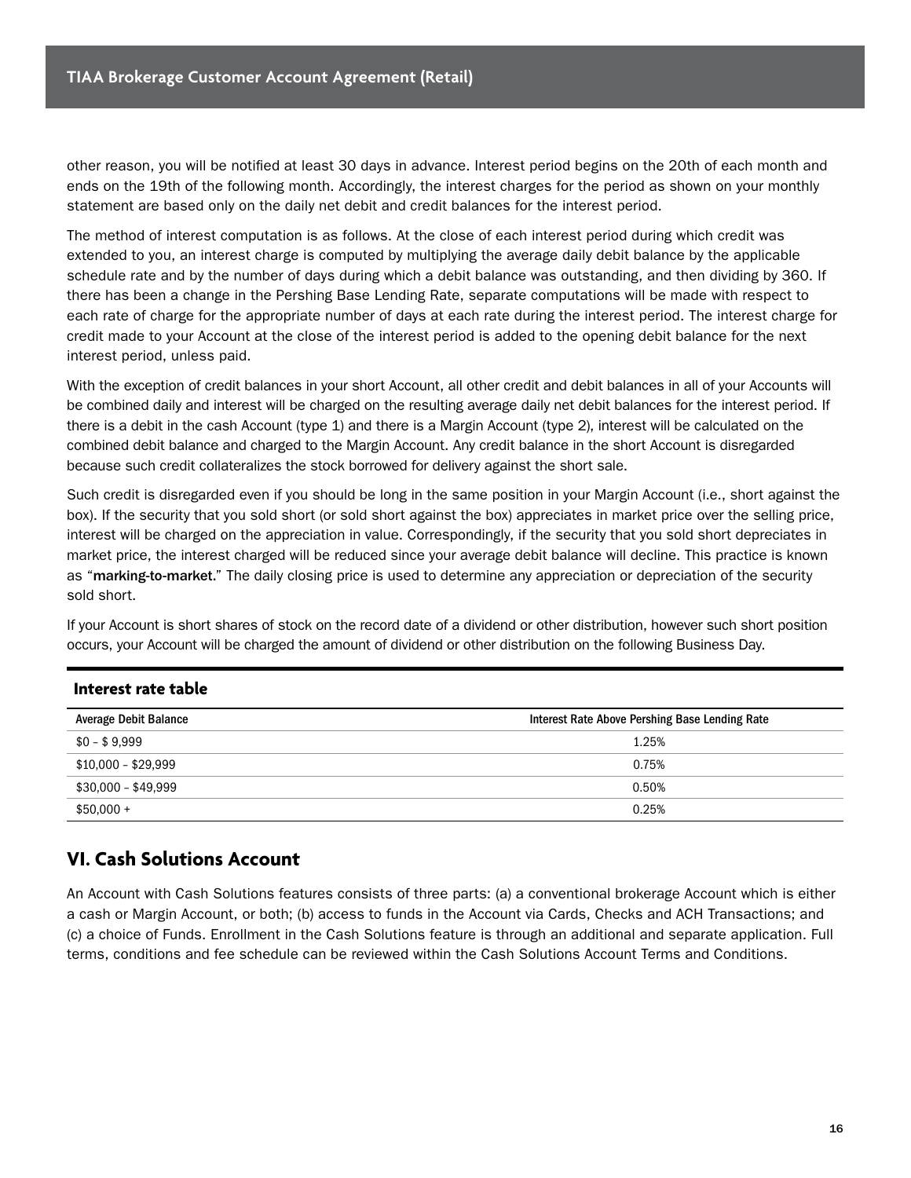other reason, you will be notified at least 30 days in advance. Interest period begins on the 20th of each month and ends on the 19th of the following month. Accordingly, the interest charges for the period as shown on your monthly statement are based only on the daily net debit and credit balances for the interest period.

The method of interest computation is as follows. At the close of each interest period during which credit was extended to you, an interest charge is computed by multiplying the average daily debit balance by the applicable schedule rate and by the number of days during which a debit balance was outstanding, and then dividing by 360. If there has been a change in the Pershing Base Lending Rate, separate computations will be made with respect to each rate of charge for the appropriate number of days at each rate during the interest period. The interest charge for credit made to your Account at the close of the interest period is added to the opening debit balance for the next interest period, unless paid.

With the exception of credit balances in your short Account, all other credit and debit balances in all of your Accounts will be combined daily and interest will be charged on the resulting average daily net debit balances for the interest period. If there is a debit in the cash Account (type 1) and there is a Margin Account (type 2), interest will be calculated on the combined debit balance and charged to the Margin Account. Any credit balance in the short Account is disregarded because such credit collateralizes the stock borrowed for delivery against the short sale.

Such credit is disregarded even if you should be long in the same position in your Margin Account (i.e., short against the box). If the security that you sold short (or sold short against the box) appreciates in market price over the selling price, interest will be charged on the appreciation in value. Correspondingly, if the security that you sold short depreciates in market price, the interest charged will be reduced since your average debit balance will decline. This practice is known as "**marking-to-market**." The daily closing price is used to determine any appreciation or depreciation of the security sold short.

If your Account is short shares of stock on the record date of a dividend or other distribution, however such short position occurs, your Account will be charged the amount of dividend or other distribution on the following Business Day.

### Interest rate table

| Average Debit Balance | Interest Rate Above Pershing Base Lending Rate |
|---|---|
| $0 – $ 9,999 | 1.25% |
| $10,000 – $29,999 | 0.75% |
| $30,000 – $49,999 | 0.50% |
| $50,000 + | 0.25% |

## VI. Cash Solutions Account

An Account with Cash Solutions features consists of three parts: (a) a conventional brokerage Account which is either a cash or Margin Account, or both; (b) access to funds in the Account via Cards, Checks and ACH Transactions; and (c) a choice of Funds. Enrollment in the Cash Solutions feature is through an additional and separate application. Full terms, conditions and fee schedule can be reviewed within the Cash Solutions Account Terms and Conditions.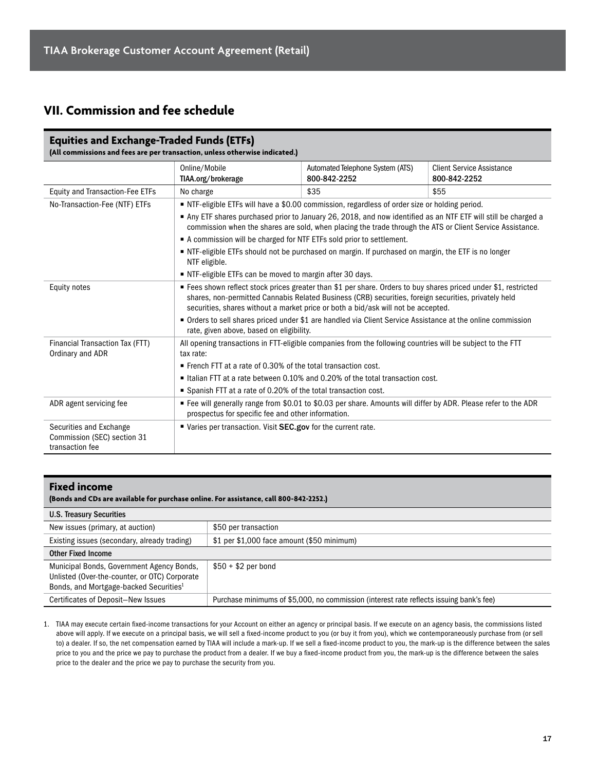## VII. Commission and fee schedule

### Equities and Exchange-Traded Funds (ETFs)

**(All commissions and fees are per transaction, unless otherwise indicated.)**

| | Online/Mobile TIAA.org/brokerage | Automated Telephone System (ATS) 800-842-2252 | Client Service Assistance 800-842-2252 |
|---|---|---|---|
| Equity and Transaction-Fee ETFs | No charge | $35 | $55 |
| No-Transaction-Fee (NTF) ETFs | ▪ NTF-eligible ETFs will have a $0.00 commission, regardless of order size or holding period.<br>▪ Any ETF shares purchased prior to January 26, 2018, and now identified as an NTF ETF will still be charged a commission when the shares are sold, when placing the trade through the ATS or Client Service Assistance.<br>▪ A commission will be charged for NTF ETFs sold prior to settlement.<br>▪ NTF-eligible ETFs should not be purchased on margin. If purchased on margin, the ETF is no longer NTF eligible.<br>▪ NTF-eligible ETFs can be moved to margin after 30 days. | | |
| Equity notes | ▪ Fees shown reflect stock prices greater than $1 per share. Orders to buy shares priced under $1, restricted shares, non-permitted Cannabis Related Business (CRB) securities, foreign securities, privately held securities, shares without a market price or both a bid/ask will not be accepted.<br>▪ Orders to sell shares priced under $1 are handled via Client Service Assistance at the online commission rate, given above, based on eligibility. | | |
| Financial Transaction Tax (FTT) Ordinary and ADR | All opening transactions in FTT-eligible companies from the following countries will be subject to the FTT tax rate:<br>▪ French FTT at a rate of 0.30% of the total transaction cost.<br>▪ Italian FTT at a rate between 0.10% and 0.20% of the total transaction cost.<br>▪ Spanish FTT at a rate of 0.20% of the total transaction cost. | | |
| ADR agent servicing fee | ▪ Fee will generally range from $0.01 to $0.03 per share. Amounts will differ by ADR. Please refer to the ADR prospectus for specific fee and other information. | | |
| Securities and Exchange Commission (SEC) section 31 transaction fee | ▪ Varies per transaction. Visit **SEC.gov** for the current rate. | | |

### Fixed income

**(Bonds and CDs are available for purchase online. For assistance, call 800-842-2252.)**

| **U.S. Treasury Securities** | |
|---|---|
| New issues (primary, at auction) | $50 per transaction |
| Existing issues (secondary, already trading) | $1 per $1,000 face amount ($50 minimum) |
| **Other Fixed Income** | |
| Municipal Bonds, Government Agency Bonds, Unlisted (Over-the-counter, or OTC) Corporate Bonds, and Mortgage-backed Securities[1] | $50 + $2 per bond |
| Certificates of Deposit—New Issues | Purchase minimums of $5,000, no commission (interest rate reflects issuing bank's fee) |

1. TIAA may execute certain fixed-income transactions for your Account on either an agency or principal basis. If we execute on an agency basis, the commissions listed above will apply. If we execute on a principal basis, we will sell a fixed-income product to you (or buy it from you), which we contemporaneously purchase from (or sell to) a dealer. If so, the net compensation earned by TIAA will include a mark-up. If we sell a fixed-income product to you, the mark-up is the difference between the sales price to you and the price we pay to purchase the product from a dealer. If we buy a fixed-income product from you, the mark-up is the difference between the sales price to the dealer and the price we pay to purchase the security from you.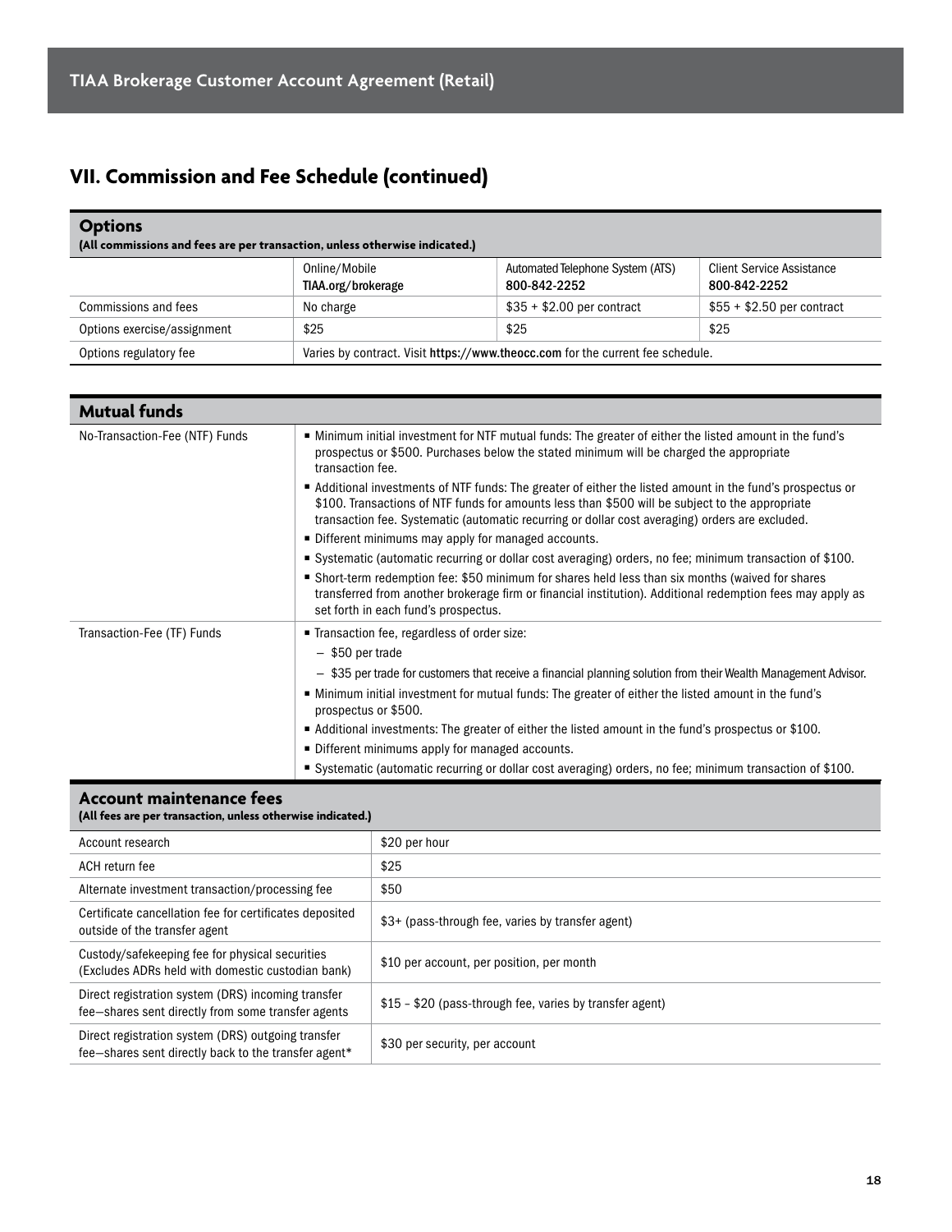## VII. Commission and Fee Schedule (continued)

### Options

**(All commissions and fees are per transaction, unless otherwise indicated.)**

| | Online/Mobile<br>TIAA.org/brokerage | Automated Telephone System (ATS)<br>800-842-2252 | Client Service Assistance<br>800-842-2252 |
|---|---|---|---|
| Commissions and fees | No charge | $35 + $2.00 per contract | $55 + $2.50 per contract |
| Options exercise/assignment | $25 | $25 | $25 |
| Options regulatory fee | Varies by contract. Visit **https://www.theocc.com** for the current fee schedule. | | |

### Mutual funds

| | |
|---|---|
| No-Transaction-Fee (NTF) Funds | ▪ Minimum initial investment for NTF mutual funds: The greater of either the listed amount in the fund's prospectus or $500. Purchases below the stated minimum will be charged the appropriate transaction fee.<br>▪ Additional investments of NTF funds: The greater of either the listed amount in the fund's prospectus or $100. Transactions of NTF funds for amounts less than $500 will be subject to the appropriate transaction fee. Systematic (automatic recurring or dollar cost averaging) orders are excluded.<br>▪ Different minimums may apply for managed accounts.<br>▪ Systematic (automatic recurring or dollar cost averaging) orders, no fee; minimum transaction of $100.<br>▪ Short-term redemption fee: $50 minimum for shares held less than six months (waived for shares transferred from another brokerage firm or financial institution). Additional redemption fees may apply as set forth in each fund's prospectus. |
| Transaction-Fee (TF) Funds | ▪ Transaction fee, regardless of order size:<br>– $50 per trade<br>– $35 per trade for customers that receive a financial planning solution from their Wealth Management Advisor.<br>▪ Minimum initial investment for mutual funds: The greater of either the listed amount in the fund's prospectus or $500.<br>▪ Additional investments: The greater of either the listed amount in the fund's prospectus or $100.<br>▪ Different minimums apply for managed accounts.<br>▪ Systematic (automatic recurring or dollar cost averaging) orders, no fee; minimum transaction of $100. |

### Account maintenance fees

**(All fees are per transaction, unless otherwise indicated.)**

| | |
|---|---|
| Account research | $20 per hour |
| ACH return fee | $25 |
| Alternate investment transaction/processing fee | $50 |
| Certificate cancellation fee for certificates deposited outside of the transfer agent | $3+ (pass-through fee, varies by transfer agent) |
| Custody/safekeeping fee for physical securities (Excludes ADRs held with domestic custodian bank) | $10 per account, per position, per month |
| Direct registration system (DRS) incoming transfer fee—shares sent directly from some transfer agents | $15 – $20 (pass-through fee, varies by transfer agent) |
| Direct registration system (DRS) outgoing transfer fee—shares sent directly back to the transfer agent* | $30 per security, per account |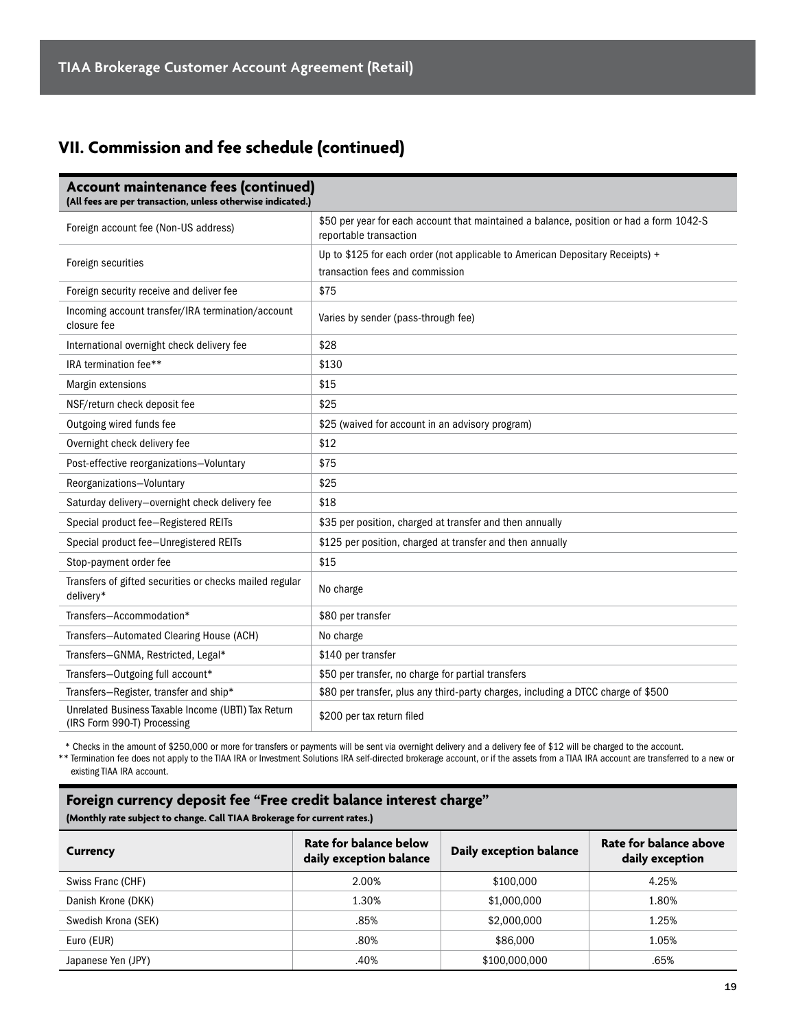## VII. Commission and fee schedule (continued)

| Account maintenance fees (continued) (All fees are per transaction, unless otherwise indicated.) | |
|---|---|
| Foreign account fee (Non-US address) | $50 per year for each account that maintained a balance, position or had a form 1042-S reportable transaction |
| Foreign securities | Up to $125 for each order (not applicable to American Depositary Receipts) + transaction fees and commission |
| Foreign security receive and deliver fee | $75 |
| Incoming account transfer/IRA termination/account closure fee | Varies by sender (pass-through fee) |
| International overnight check delivery fee | $28 |
| IRA termination fee** | $130 |
| Margin extensions | $15 |
| NSF/return check deposit fee | $25 |
| Outgoing wired funds fee | $25 (waived for account in an advisory program) |
| Overnight check delivery fee | $12 |
| Post-effective reorganizations—Voluntary | $75 |
| Reorganizations—Voluntary | $25 |
| Saturday delivery—overnight check delivery fee | $18 |
| Special product fee—Registered REITs | $35 per position, charged at transfer and then annually |
| Special product fee—Unregistered REITs | $125 per position, charged at transfer and then annually |
| Stop-payment order fee | $15 |
| Transfers of gifted securities or checks mailed regular delivery* | No charge |
| Transfers—Accommodation* | $80 per transfer |
| Transfers—Automated Clearing House (ACH) | No charge |
| Transfers—GNMA, Restricted, Legal* | $140 per transfer |
| Transfers—Outgoing full account* | $50 per transfer, no charge for partial transfers |
| Transfers—Register, transfer and ship* | $80 per transfer, plus any third-party charges, including a DTCC charge of $500 |
| Unrelated Business Taxable Income (UBTI) Tax Return (IRS Form 990-T) Processing | $200 per tax return filed |

\* Checks in the amount of $250,000 or more for transfers or payments will be sent via overnight delivery and a delivery fee of $12 will be charged to the account.

** Termination fee does not apply to the TIAA IRA or Investment Solutions IRA self-directed brokerage account, or if the assets from a TIAA IRA account are transferred to a new or existing TIAA IRA account.

### Foreign currency deposit fee "Free credit balance interest charge"

**(Monthly rate subject to change. Call TIAA Brokerage for current rates.)**

| Currency | Rate for balance below daily exception balance | Daily exception balance | Rate for balance above daily exception |
|---|---|---|---|
| Swiss Franc (CHF) | 2.00% | $100,000 | 4.25% |
| Danish Krone (DKK) | 1.30% | $1,000,000 | 1.80% |
| Swedish Krona (SEK) | .85% | $2,000,000 | 1.25% |
| Euro (EUR) | .80% | $86,000 | 1.05% |
| Japanese Yen (JPY) | .40% | $100,000,000 | .65% |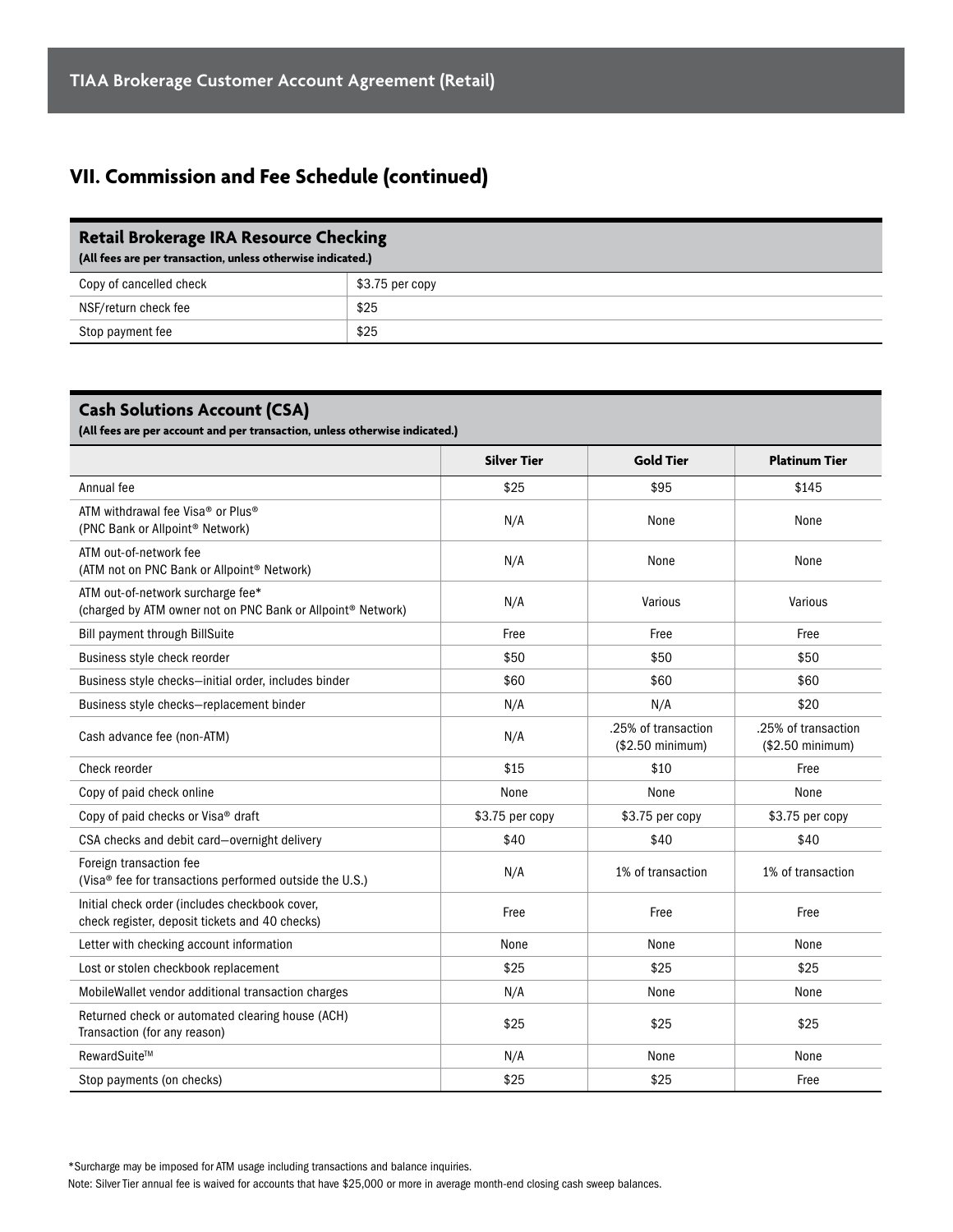## VII. Commission and Fee Schedule (continued)

| Retail Brokerage IRA Resource Checking<br>(All fees are per transaction, unless otherwise indicated.) | |
|---|---|
| Copy of cancelled check | $3.75 per copy |
| NSF/return check fee | $25 |
| Stop payment fee | $25 |

**Cash Solutions Account (CSA)**
**(All fees are per account and per transaction, unless otherwise indicated.)**

| | Silver Tier | Gold Tier | Platinum Tier |
|---|---|---|---|
| Annual fee | $25 | $95 | $145 |
| ATM withdrawal fee Visa® or Plus® (PNC Bank or Allpoint® Network) | N/A | None | None |
| ATM out-of-network fee (ATM not on PNC Bank or Allpoint® Network) | N/A | None | None |
| ATM out-of-network surcharge fee* (charged by ATM owner not on PNC Bank or Allpoint® Network) | N/A | Various | Various |
| Bill payment through BillSuite | Free | Free | Free |
| Business style check reorder | $50 | $50 | $50 |
| Business style checks—initial order, includes binder | $60 | $60 | $60 |
| Business style checks—replacement binder | N/A | N/A | $20 |
| Cash advance fee (non-ATM) | N/A | .25% of transaction ($2.50 minimum) | .25% of transaction ($2.50 minimum) |
| Check reorder | $15 | $10 | Free |
| Copy of paid check online | None | None | None |
| Copy of paid checks or Visa® draft | $3.75 per copy | $3.75 per copy | $3.75 per copy |
| CSA checks and debit card—overnight delivery | $40 | $40 | $40 |
| Foreign transaction fee (Visa® fee for transactions performed outside the U.S.) | N/A | 1% of transaction | 1% of transaction |
| Initial check order (includes checkbook cover, check register, deposit tickets and 40 checks) | Free | Free | Free |
| Letter with checking account information | None | None | None |
| Lost or stolen checkbook replacement | $25 | $25 | $25 |
| MobileWallet vendor additional transaction charges | N/A | None | None |
| Returned check or automated clearing house (ACH) Transaction (for any reason) | $25 | $25 | $25 |
| RewardSuite™ | N/A | None | None |
| Stop payments (on checks) | $25 | $25 | Free |

*Surcharge may be imposed for ATM usage including transactions and balance inquiries.

Note: Silver Tier annual fee is waived for accounts that have $25,000 or more in average month-end closing cash sweep balances.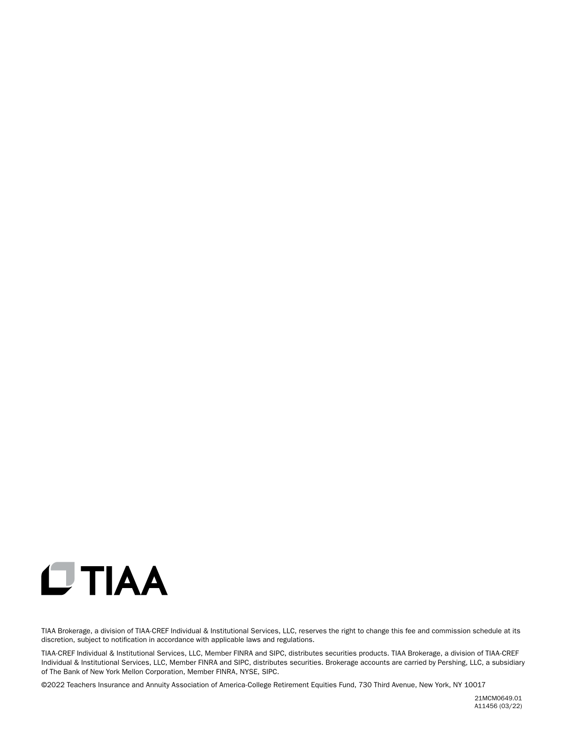TIAA

TIAA Brokerage, a division of TIAA-CREF Individual & Institutional Services, LLC, reserves the right to change this fee and commission schedule at its discretion, subject to notification in accordance with applicable laws and regulations.

TIAA-CREF Individual & Institutional Services, LLC, Member FINRA and SIPC, distributes securities products. TIAA Brokerage, a division of TIAA-CREF Individual & Institutional Services, LLC, Member FINRA and SIPC, distributes securities. Brokerage accounts are carried by Pershing, LLC, a subsidiary of The Bank of New York Mellon Corporation, Member FINRA, NYSE, SIPC.

©2022 Teachers Insurance and Annuity Association of America-College Retirement Equities Fund, 730 Third Avenue, New York, NY 10017

21MCM0649.01
A11456 (03/22)